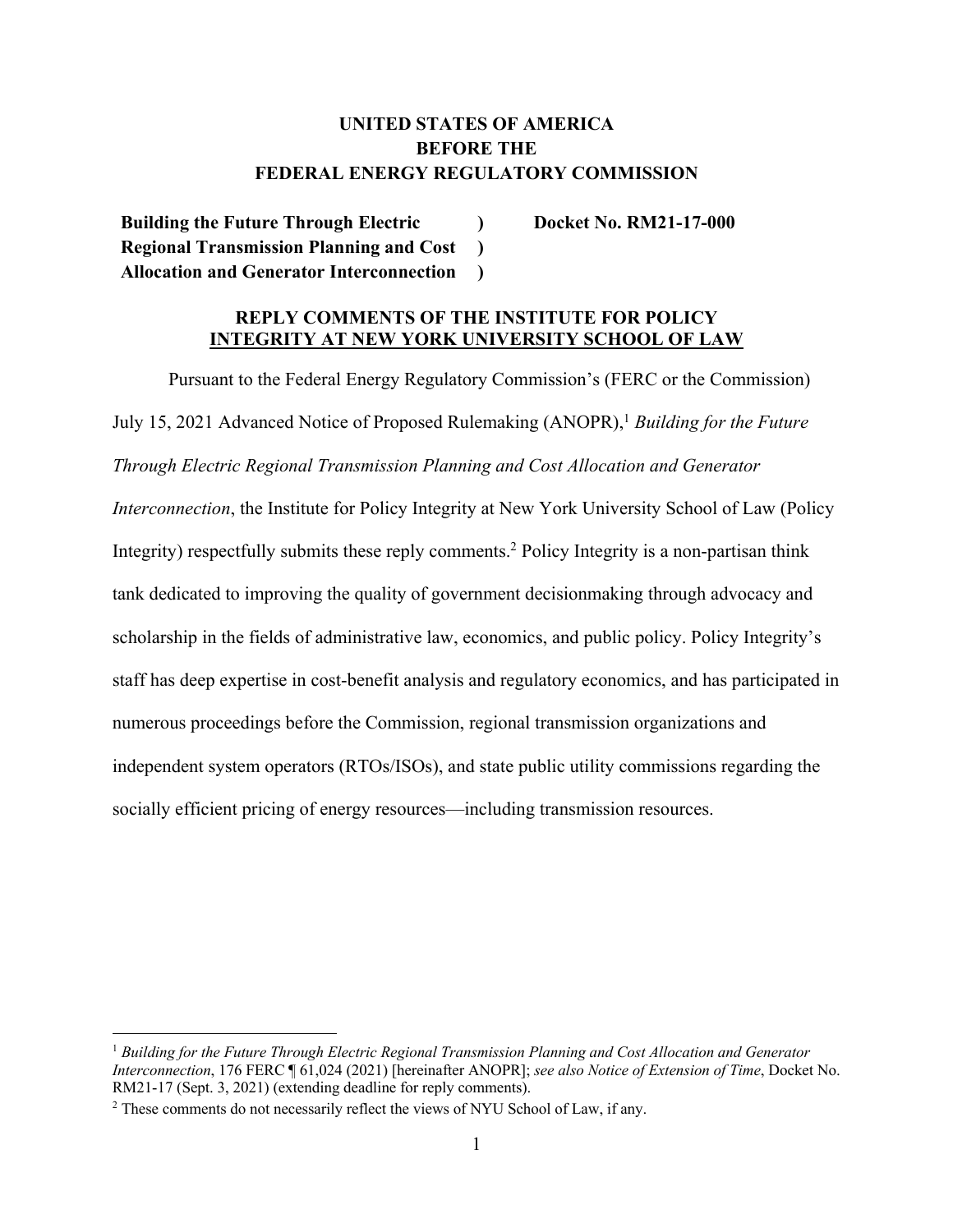**UNITED STATES OF AMERICA**
**BEFORE THE**
**FEDERAL ENERGY REGULATORY COMMISSION**

| | | |
|---|---|---|
| **Building the Future Through Electric Regional Transmission Planning and Cost Allocation and Generator Interconnection** | **)** **)** **)** | **Docket No. RM21-17-000** |

## REPLY COMMENTS OF THE INSTITUTE FOR POLICY INTEGRITY AT NEW YORK UNIVERSITY SCHOOL OF LAW

Pursuant to the Federal Energy Regulatory Commission's (FERC or the Commission) July 15, 2021 Advanced Notice of Proposed Rulemaking (ANOPR),[1] *Building for the Future Through Electric Regional Transmission Planning and Cost Allocation and Generator Interconnection*, the Institute for Policy Integrity at New York University School of Law (Policy Integrity) respectfully submits these reply comments.[2] Policy Integrity is a non-partisan think tank dedicated to improving the quality of government decisionmaking through advocacy and scholarship in the fields of administrative law, economics, and public policy. Policy Integrity's staff has deep expertise in cost-benefit analysis and regulatory economics, and has participated in numerous proceedings before the Commission, regional transmission organizations and independent system operators (RTOs/ISOs), and state public utility commissions regarding the socially efficient pricing of energy resources—including transmission resources.

---

[1] *Building for the Future Through Electric Regional Transmission Planning and Cost Allocation and Generator Interconnection*, 176 FERC ¶ 61,024 (2021) [hereinafter ANOPR]; *see also Notice of Extension of Time*, Docket No. RM21-17 (Sept. 3, 2021) (extending deadline for reply comments).

[2] These comments do not necessarily reflect the views of NYU School of Law, if any.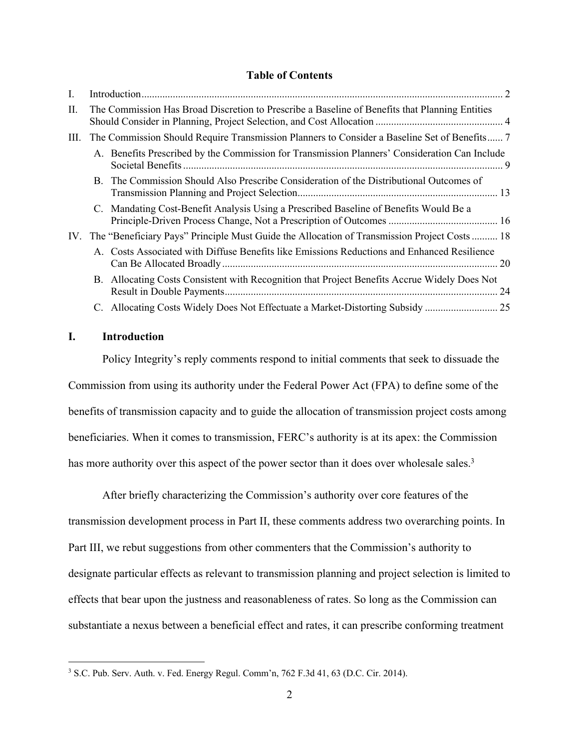## Table of Contents

I. Introduction ..... 2

II. The Commission Has Broad Discretion to Prescribe a Baseline of Benefits that Planning Entities Should Consider in Planning, Project Selection, and Cost Allocation ..... 4

III. The Commission Should Require Transmission Planners to Consider a Baseline Set of Benefits ..... 7

- A. Benefits Prescribed by the Commission for Transmission Planners' Consideration Can Include Societal Benefits ..... 9
- B. The Commission Should Also Prescribe Consideration of the Distributional Outcomes of Transmission Planning and Project Selection ..... 13
- C. Mandating Cost-Benefit Analysis Using a Prescribed Baseline of Benefits Would Be a Principle-Driven Process Change, Not a Prescription of Outcomes ..... 16

IV. The "Beneficiary Pays" Principle Must Guide the Allocation of Transmission Project Costs ..... 18

- A. Costs Associated with Diffuse Benefits like Emissions Reductions and Enhanced Resilience Can Be Allocated Broadly ..... 20
- B. Allocating Costs Consistent with Recognition that Project Benefits Accrue Widely Does Not Result in Double Payments ..... 24
- C. Allocating Costs Widely Does Not Effectuate a Market-Distorting Subsidy ..... 25

## I. Introduction

Policy Integrity's reply comments respond to initial comments that seek to dissuade the Commission from using its authority under the Federal Power Act (FPA) to define some of the benefits of transmission capacity and to guide the allocation of transmission project costs among beneficiaries. When it comes to transmission, FERC's authority is at its apex: the Commission has more authority over this aspect of the power sector than it does over wholesale sales.[3]

After briefly characterizing the Commission's authority over core features of the transmission development process in Part II, these comments address two overarching points. In Part III, we rebut suggestions from other commenters that the Commission's authority to designate particular effects as relevant to transmission planning and project selection is limited to effects that bear upon the justness and reasonableness of rates. So long as the Commission can substantiate a nexus between a beneficial effect and rates, it can prescribe conforming treatment

[3] S.C. Pub. Serv. Auth. v. Fed. Energy Regul. Comm'n, 762 F.3d 41, 63 (D.C. Cir. 2014).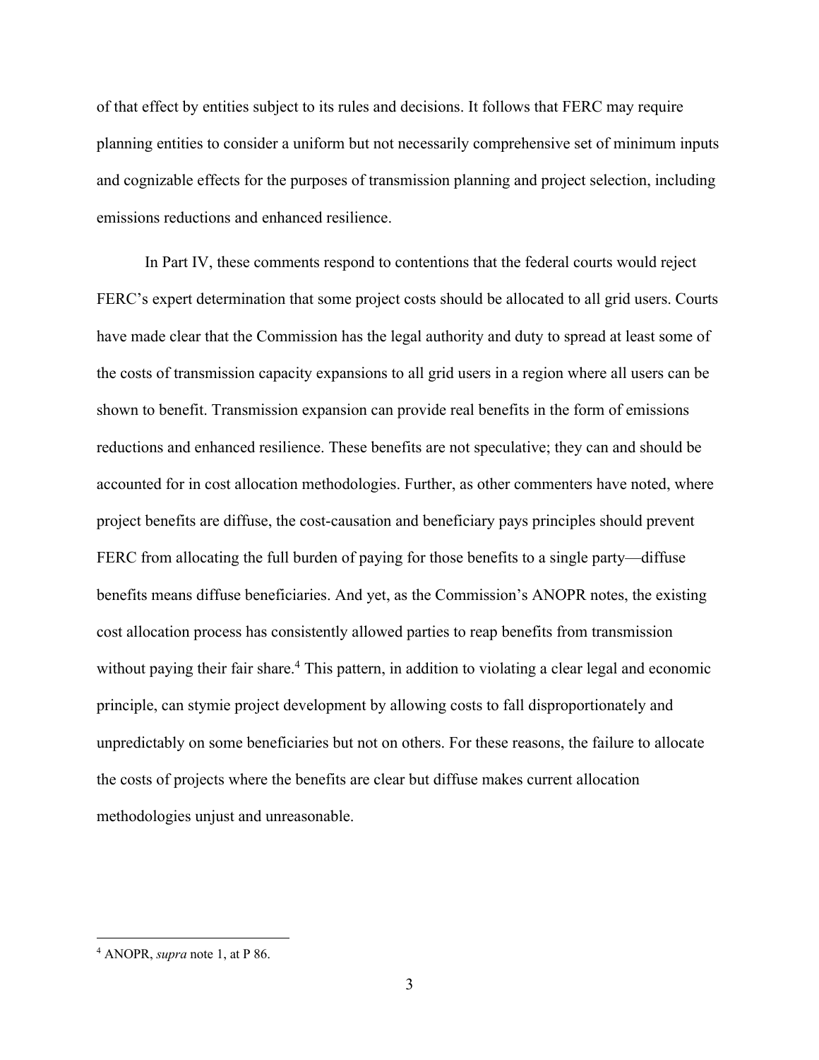of that effect by entities subject to its rules and decisions. It follows that FERC may require planning entities to consider a uniform but not necessarily comprehensive set of minimum inputs and cognizable effects for the purposes of transmission planning and project selection, including emissions reductions and enhanced resilience.

In Part IV, these comments respond to contentions that the federal courts would reject FERC's expert determination that some project costs should be allocated to all grid users. Courts have made clear that the Commission has the legal authority and duty to spread at least some of the costs of transmission capacity expansions to all grid users in a region where all users can be shown to benefit. Transmission expansion can provide real benefits in the form of emissions reductions and enhanced resilience. These benefits are not speculative; they can and should be accounted for in cost allocation methodologies. Further, as other commenters have noted, where project benefits are diffuse, the cost-causation and beneficiary pays principles should prevent FERC from allocating the full burden of paying for those benefits to a single party—diffuse benefits means diffuse beneficiaries. And yet, as the Commission's ANOPR notes, the existing cost allocation process has consistently allowed parties to reap benefits from transmission without paying their fair share.[4] This pattern, in addition to violating a clear legal and economic principle, can stymie project development by allowing costs to fall disproportionately and unpredictably on some beneficiaries but not on others. For these reasons, the failure to allocate the costs of projects where the benefits are clear but diffuse makes current allocation methodologies unjust and unreasonable.

---

[4] ANOPR, *supra* note 1, at P 86.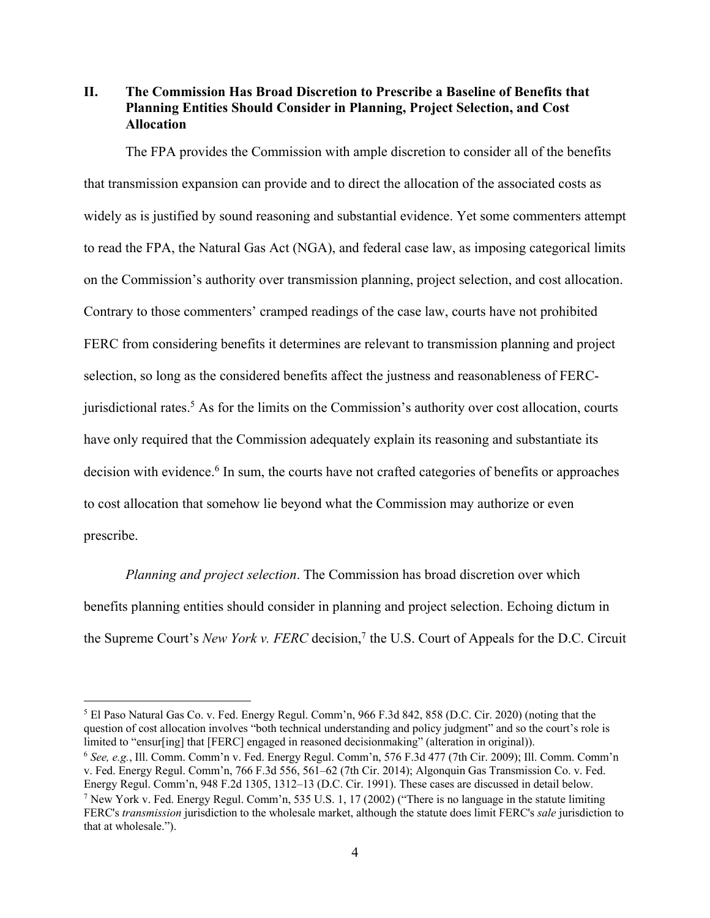## II. The Commission Has Broad Discretion to Prescribe a Baseline of Benefits that Planning Entities Should Consider in Planning, Project Selection, and Cost Allocation

The FPA provides the Commission with ample discretion to consider all of the benefits that transmission expansion can provide and to direct the allocation of the associated costs as widely as is justified by sound reasoning and substantial evidence. Yet some commenters attempt to read the FPA, the Natural Gas Act (NGA), and federal case law, as imposing categorical limits on the Commission's authority over transmission planning, project selection, and cost allocation. Contrary to those commenters' cramped readings of the case law, courts have not prohibited FERC from considering benefits it determines are relevant to transmission planning and project selection, so long as the considered benefits affect the justness and reasonableness of FERC-jurisdictional rates.[5] As for the limits on the Commission's authority over cost allocation, courts have only required that the Commission adequately explain its reasoning and substantiate its decision with evidence.[6] In sum, the courts have not crafted categories of benefits or approaches to cost allocation that somehow lie beyond what the Commission may authorize or even prescribe.

*Planning and project selection*. The Commission has broad discretion over which benefits planning entities should consider in planning and project selection. Echoing dictum in the Supreme Court's *New York v. FERC* decision,[7] the U.S. Court of Appeals for the D.C. Circuit

---

[5] El Paso Natural Gas Co. v. Fed. Energy Regul. Comm'n, 966 F.3d 842, 858 (D.C. Cir. 2020) (noting that the question of cost allocation involves "both technical understanding and policy judgment" and so the court's role is limited to "ensur[ing] that [FERC] engaged in reasoned decisionmaking" (alteration in original)).

[6] *See, e.g.*, Ill. Comm. Comm'n v. Fed. Energy Regul. Comm'n, 576 F.3d 477 (7th Cir. 2009); Ill. Comm. Comm'n v. Fed. Energy Regul. Comm'n, 766 F.3d 556, 561–62 (7th Cir. 2014); Algonquin Gas Transmission Co. v. Fed. Energy Regul. Comm'n, 948 F.2d 1305, 1312–13 (D.C. Cir. 1991). These cases are discussed in detail below.

[7] New York v. Fed. Energy Regul. Comm'n, 535 U.S. 1, 17 (2002) ("There is no language in the statute limiting FERC's *transmission* jurisdiction to the wholesale market, although the statute does limit FERC's *sale* jurisdiction to that at wholesale.").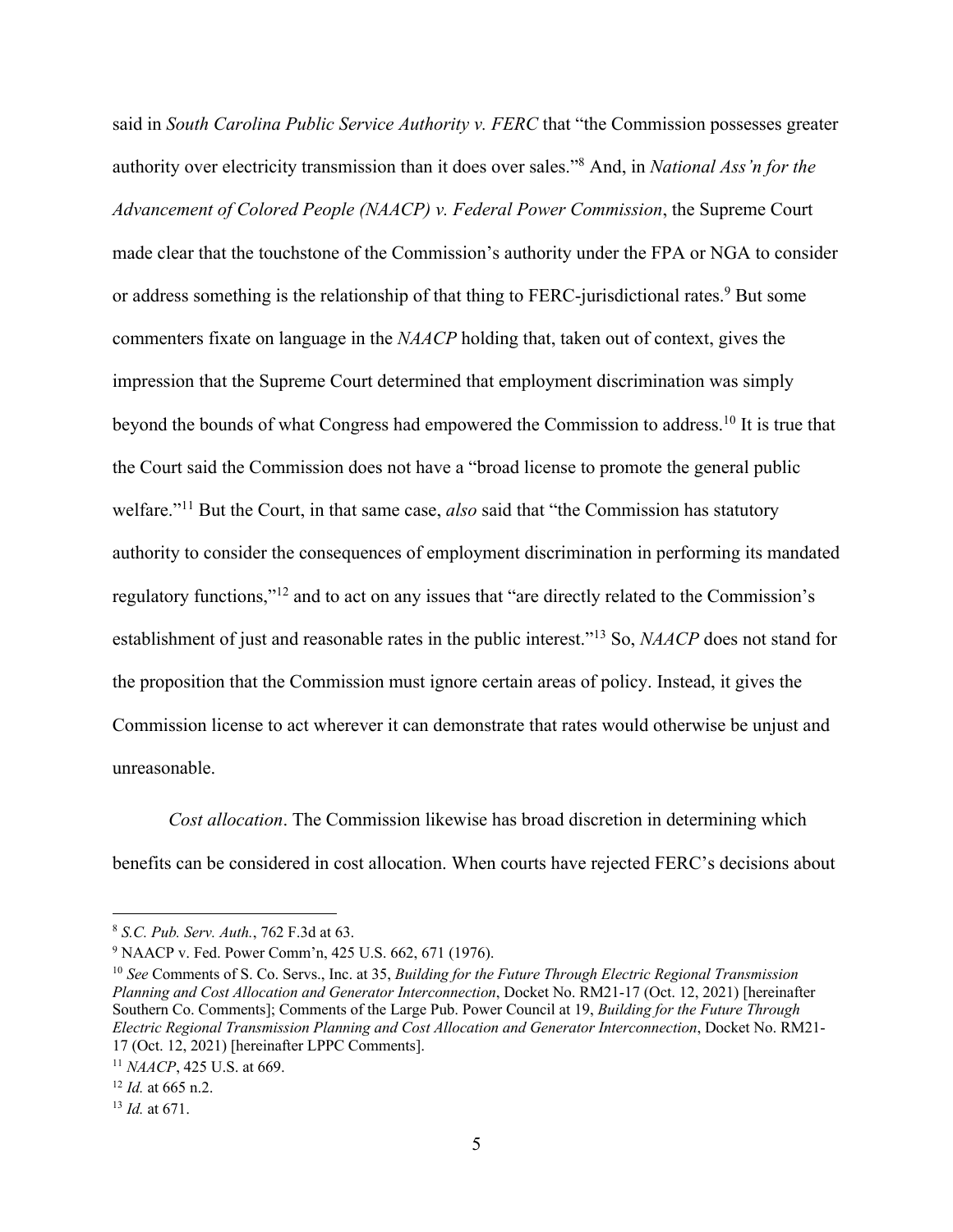said in *South Carolina Public Service Authority v. FERC* that "the Commission possesses greater authority over electricity transmission than it does over sales."[8] And, in *National Ass'n for the Advancement of Colored People (NAACP) v. Federal Power Commission*, the Supreme Court made clear that the touchstone of the Commission's authority under the FPA or NGA to consider or address something is the relationship of that thing to FERC-jurisdictional rates.[9] But some commenters fixate on language in the *NAACP* holding that, taken out of context, gives the impression that the Supreme Court determined that employment discrimination was simply beyond the bounds of what Congress had empowered the Commission to address.[10] It is true that the Court said the Commission does not have a "broad license to promote the general public welfare."[11] But the Court, in that same case, *also* said that "the Commission has statutory authority to consider the consequences of employment discrimination in performing its mandated regulatory functions,"[12] and to act on any issues that "are directly related to the Commission's establishment of just and reasonable rates in the public interest."[13] So, *NAACP* does not stand for the proposition that the Commission must ignore certain areas of policy. Instead, it gives the Commission license to act wherever it can demonstrate that rates would otherwise be unjust and unreasonable.

*Cost allocation*. The Commission likewise has broad discretion in determining which benefits can be considered in cost allocation. When courts have rejected FERC's decisions about

---

[8] *S.C. Pub. Serv. Auth.*, 762 F.3d at 63.

[9] NAACP v. Fed. Power Comm'n, 425 U.S. 662, 671 (1976).

[10] *See* Comments of S. Co. Servs., Inc. at 35, *Building for the Future Through Electric Regional Transmission Planning and Cost Allocation and Generator Interconnection*, Docket No. RM21-17 (Oct. 12, 2021) [hereinafter Southern Co. Comments]; Comments of the Large Pub. Power Council at 19, *Building for the Future Through Electric Regional Transmission Planning and Cost Allocation and Generator Interconnection*, Docket No. RM21-17 (Oct. 12, 2021) [hereinafter LPPC Comments].

[11] *NAACP*, 425 U.S. at 669.

[12] *Id.* at 665 n.2.

[13] *Id.* at 671.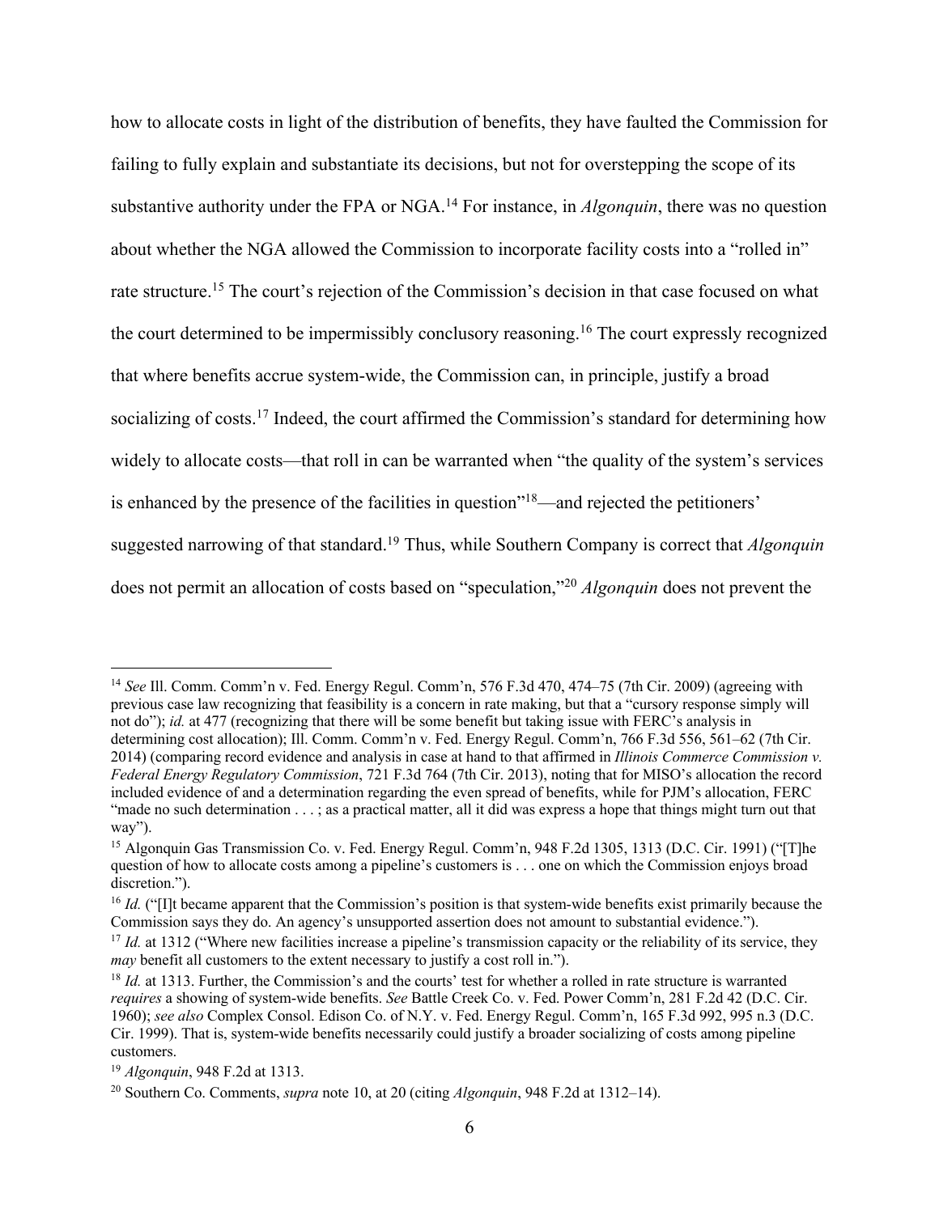how to allocate costs in light of the distribution of benefits, they have faulted the Commission for failing to fully explain and substantiate its decisions, but not for overstepping the scope of its substantive authority under the FPA or NGA.[14] For instance, in *Algonquin*, there was no question about whether the NGA allowed the Commission to incorporate facility costs into a "rolled in" rate structure.[15] The court's rejection of the Commission's decision in that case focused on what the court determined to be impermissibly conclusory reasoning.[16] The court expressly recognized that where benefits accrue system-wide, the Commission can, in principle, justify a broad socializing of costs.[17] Indeed, the court affirmed the Commission's standard for determining how widely to allocate costs—that roll in can be warranted when "the quality of the system's services is enhanced by the presence of the facilities in question"[18]—and rejected the petitioners' suggested narrowing of that standard.[19] Thus, while Southern Company is correct that *Algonquin* does not permit an allocation of costs based on "speculation,"[20] *Algonquin* does not prevent the

---

[14] *See* Ill. Comm. Comm'n v. Fed. Energy Regul. Comm'n, 576 F.3d 470, 474–75 (7th Cir. 2009) (agreeing with previous case law recognizing that feasibility is a concern in rate making, but that a "cursory response simply will not do"); *id.* at 477 (recognizing that there will be some benefit but taking issue with FERC's analysis in determining cost allocation); Ill. Comm. Comm'n v. Fed. Energy Regul. Comm'n, 766 F.3d 556, 561–62 (7th Cir. 2014) (comparing record evidence and analysis in case at hand to that affirmed in *Illinois Commerce Commission v. Federal Energy Regulatory Commission*, 721 F.3d 764 (7th Cir. 2013), noting that for MISO's allocation the record included evidence of and a determination regarding the even spread of benefits, while for PJM's allocation, FERC "made no such determination . . . ; as a practical matter, all it did was express a hope that things might turn out that way").

[15] Algonquin Gas Transmission Co. v. Fed. Energy Regul. Comm'n, 948 F.2d 1305, 1313 (D.C. Cir. 1991) ("[T]he question of how to allocate costs among a pipeline's customers is . . . one on which the Commission enjoys broad discretion.").

[16] *Id.* ("[I]t became apparent that the Commission's position is that system-wide benefits exist primarily because the Commission says they do. An agency's unsupported assertion does not amount to substantial evidence.").

[17] *Id.* at 1312 ("Where new facilities increase a pipeline's transmission capacity or the reliability of its service, they *may* benefit all customers to the extent necessary to justify a cost roll in.").

[18] *Id.* at 1313. Further, the Commission's and the courts' test for whether a rolled in rate structure is warranted *requires* a showing of system-wide benefits. *See* Battle Creek Co. v. Fed. Power Comm'n, 281 F.2d 42 (D.C. Cir. 1960); *see also* Complex Consol. Edison Co. of N.Y. v. Fed. Energy Regul. Comm'n, 165 F.3d 992, 995 n.3 (D.C. Cir. 1999). That is, system-wide benefits necessarily could justify a broader socializing of costs among pipeline customers.

[19] *Algonquin*, 948 F.2d at 1313.

[20] Southern Co. Comments, *supra* note 10, at 20 (citing *Algonquin*, 948 F.2d at 1312–14).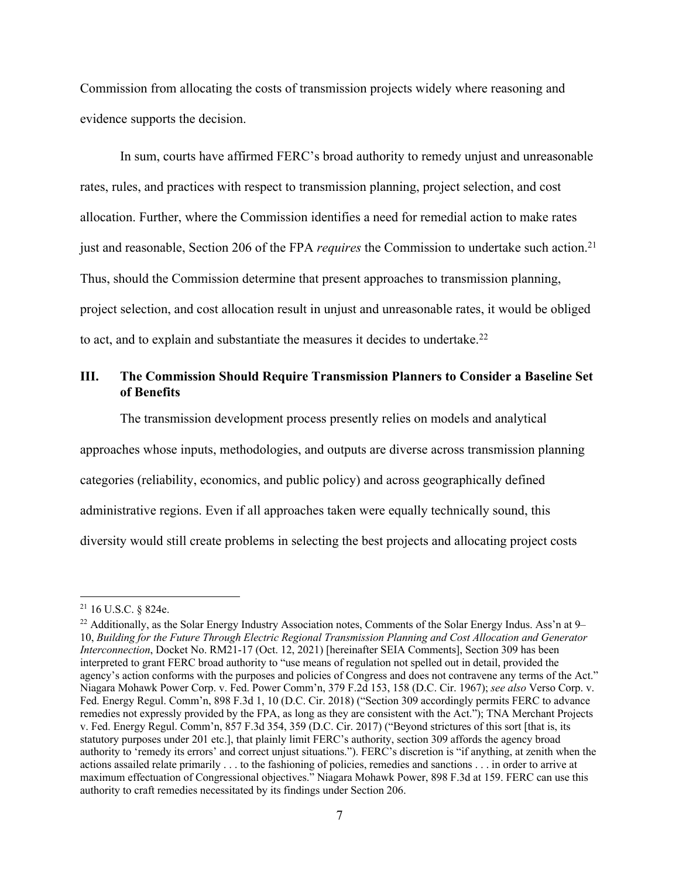Commission from allocating the costs of transmission projects widely where reasoning and evidence supports the decision.

In sum, courts have affirmed FERC's broad authority to remedy unjust and unreasonable rates, rules, and practices with respect to transmission planning, project selection, and cost allocation. Further, where the Commission identifies a need for remedial action to make rates just and reasonable, Section 206 of the FPA *requires* the Commission to undertake such action.[21] Thus, should the Commission determine that present approaches to transmission planning, project selection, and cost allocation result in unjust and unreasonable rates, it would be obliged to act, and to explain and substantiate the measures it decides to undertake.[22]

## III. The Commission Should Require Transmission Planners to Consider a Baseline Set of Benefits

The transmission development process presently relies on models and analytical approaches whose inputs, methodologies, and outputs are diverse across transmission planning categories (reliability, economics, and public policy) and across geographically defined administrative regions. Even if all approaches taken were equally technically sound, this diversity would still create problems in selecting the best projects and allocating project costs

---

[21] 16 U.S.C. § 824e.

[22] Additionally, as the Solar Energy Industry Association notes, Comments of the Solar Energy Indus. Ass'n at 9–10, *Building for the Future Through Electric Regional Transmission Planning and Cost Allocation and Generator Interconnection*, Docket No. RM21-17 (Oct. 12, 2021) [hereinafter SEIA Comments], Section 309 has been interpreted to grant FERC broad authority to "use means of regulation not spelled out in detail, provided the agency's action conforms with the purposes and policies of Congress and does not contravene any terms of the Act." Niagara Mohawk Power Corp. v. Fed. Power Comm'n, 379 F.2d 153, 158 (D.C. Cir. 1967); *see also* Verso Corp. v. Fed. Energy Regul. Comm'n, 898 F.3d 1, 10 (D.C. Cir. 2018) ("Section 309 accordingly permits FERC to advance remedies not expressly provided by the FPA, as long as they are consistent with the Act."); TNA Merchant Projects v. Fed. Energy Regul. Comm'n, 857 F.3d 354, 359 (D.C. Cir. 2017) ("Beyond strictures of this sort [that is, its statutory purposes under 201 etc.], that plainly limit FERC's authority, section 309 affords the agency broad authority to 'remedy its errors' and correct unjust situations."). FERC's discretion is "if anything, at zenith when the actions assailed relate primarily . . . to the fashioning of policies, remedies and sanctions . . . in order to arrive at maximum effectuation of Congressional objectives." Niagara Mohawk Power, 898 F.3d at 159. FERC can use this authority to craft remedies necessitated by its findings under Section 206.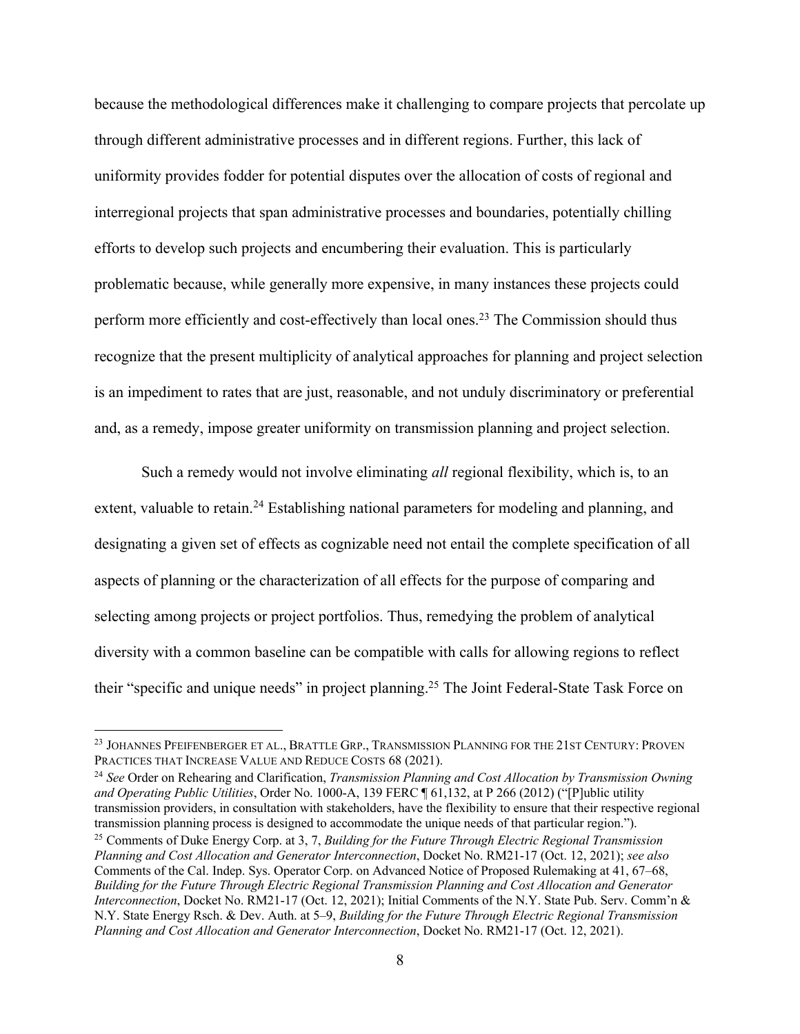because the methodological differences make it challenging to compare projects that percolate up through different administrative processes and in different regions. Further, this lack of uniformity provides fodder for potential disputes over the allocation of costs of regional and interregional projects that span administrative processes and boundaries, potentially chilling efforts to develop such projects and encumbering their evaluation. This is particularly problematic because, while generally more expensive, in many instances these projects could perform more efficiently and cost-effectively than local ones.[23] The Commission should thus recognize that the present multiplicity of analytical approaches for planning and project selection is an impediment to rates that are just, reasonable, and not unduly discriminatory or preferential and, as a remedy, impose greater uniformity on transmission planning and project selection.

Such a remedy would not involve eliminating *all* regional flexibility, which is, to an extent, valuable to retain.[24] Establishing national parameters for modeling and planning, and designating a given set of effects as cognizable need not entail the complete specification of all aspects of planning or the characterization of all effects for the purpose of comparing and selecting among projects or project portfolios. Thus, remedying the problem of analytical diversity with a common baseline can be compatible with calls for allowing regions to reflect their "specific and unique needs" in project planning.[25] The Joint Federal-State Task Force on

---

[23] JOHANNES PFEIFENBERGER ET AL., BRATTLE GRP., TRANSMISSION PLANNING FOR THE 21ST CENTURY: PROVEN PRACTICES THAT INCREASE VALUE AND REDUCE COSTS 68 (2021).

[24] *See* Order on Rehearing and Clarification, *Transmission Planning and Cost Allocation by Transmission Owning and Operating Public Utilities*, Order No. 1000-A, 139 FERC ¶ 61,132, at P 266 (2012) ("[P]ublic utility transmission providers, in consultation with stakeholders, have the flexibility to ensure that their respective regional transmission planning process is designed to accommodate the unique needs of that particular region.").

[25] Comments of Duke Energy Corp. at 3, 7, *Building for the Future Through Electric Regional Transmission Planning and Cost Allocation and Generator Interconnection*, Docket No. RM21-17 (Oct. 12, 2021); *see also* Comments of the Cal. Indep. Sys. Operator Corp. on Advanced Notice of Proposed Rulemaking at 41, 67–68, *Building for the Future Through Electric Regional Transmission Planning and Cost Allocation and Generator Interconnection*, Docket No. RM21-17 (Oct. 12, 2021); Initial Comments of the N.Y. State Pub. Serv. Comm'n & N.Y. State Energy Rsch. & Dev. Auth. at 5–9, *Building for the Future Through Electric Regional Transmission Planning and Cost Allocation and Generator Interconnection*, Docket No. RM21-17 (Oct. 12, 2021).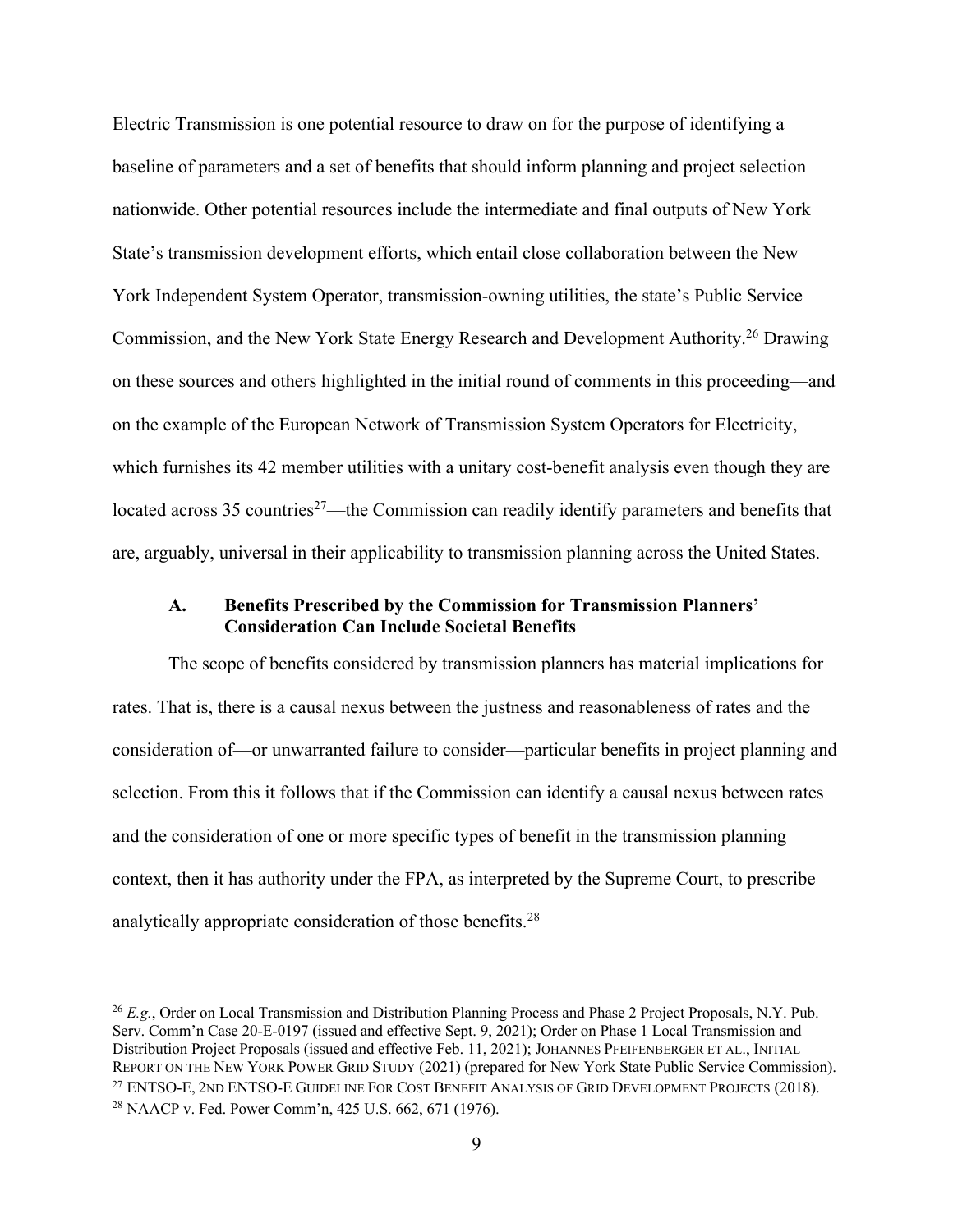Electric Transmission is one potential resource to draw on for the purpose of identifying a baseline of parameters and a set of benefits that should inform planning and project selection nationwide. Other potential resources include the intermediate and final outputs of New York State's transmission development efforts, which entail close collaboration between the New York Independent System Operator, transmission-owning utilities, the state's Public Service Commission, and the New York State Energy Research and Development Authority.[26] Drawing on these sources and others highlighted in the initial round of comments in this proceeding—and on the example of the European Network of Transmission System Operators for Electricity, which furnishes its 42 member utilities with a unitary cost-benefit analysis even though they are located across 35 countries[27]—the Commission can readily identify parameters and benefits that are, arguably, universal in their applicability to transmission planning across the United States.

### A. Benefits Prescribed by the Commission for Transmission Planners' Consideration Can Include Societal Benefits

The scope of benefits considered by transmission planners has material implications for rates. That is, there is a causal nexus between the justness and reasonableness of rates and the consideration of—or unwarranted failure to consider—particular benefits in project planning and selection. From this it follows that if the Commission can identify a causal nexus between rates and the consideration of one or more specific types of benefit in the transmission planning context, then it has authority under the FPA, as interpreted by the Supreme Court, to prescribe analytically appropriate consideration of those benefits.[28]

---

[26] *E.g.*, Order on Local Transmission and Distribution Planning Process and Phase 2 Project Proposals, N.Y. Pub. Serv. Comm'n Case 20-E-0197 (issued and effective Sept. 9, 2021); Order on Phase 1 Local Transmission and Distribution Project Proposals (issued and effective Feb. 11, 2021); JOHANNES PFEIFENBERGER ET AL., INITIAL REPORT ON THE NEW YORK POWER GRID STUDY (2021) (prepared for New York State Public Service Commission).

[27] ENTSO-E, 2ND ENTSO-E GUIDELINE FOR COST BENEFIT ANALYSIS OF GRID DEVELOPMENT PROJECTS (2018).

[28] NAACP v. Fed. Power Comm'n, 425 U.S. 662, 671 (1976).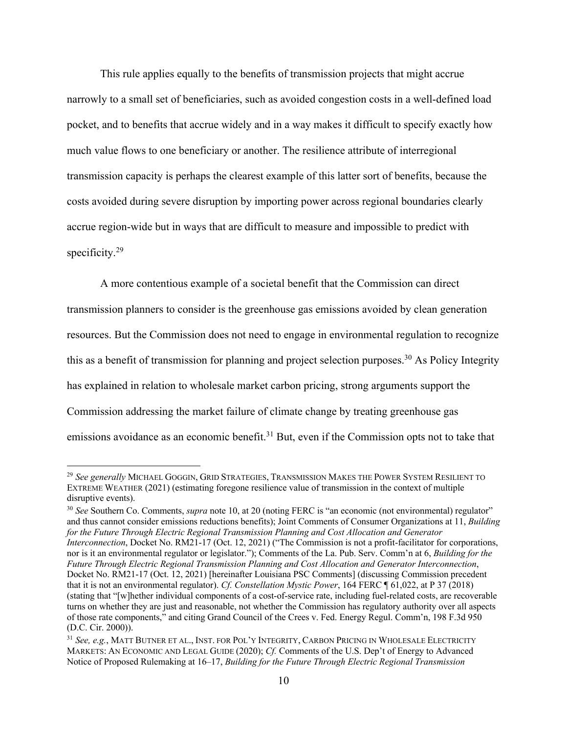This rule applies equally to the benefits of transmission projects that might accrue narrowly to a small set of beneficiaries, such as avoided congestion costs in a well-defined load pocket, and to benefits that accrue widely and in a way makes it difficult to specify exactly how much value flows to one beneficiary or another. The resilience attribute of interregional transmission capacity is perhaps the clearest example of this latter sort of benefits, because the costs avoided during severe disruption by importing power across regional boundaries clearly accrue region-wide but in ways that are difficult to measure and impossible to predict with specificity.[29]

A more contentious example of a societal benefit that the Commission can direct transmission planners to consider is the greenhouse gas emissions avoided by clean generation resources. But the Commission does not need to engage in environmental regulation to recognize this as a benefit of transmission for planning and project selection purposes.[30] As Policy Integrity has explained in relation to wholesale market carbon pricing, strong arguments support the Commission addressing the market failure of climate change by treating greenhouse gas emissions avoidance as an economic benefit.[31] But, even if the Commission opts not to take that

---

[29] *See generally* MICHAEL GOGGIN, GRID STRATEGIES, TRANSMISSION MAKES THE POWER SYSTEM RESILIENT TO EXTREME WEATHER (2021) (estimating foregone resilience value of transmission in the context of multiple disruptive events).

[30] *See* Southern Co. Comments, *supra* note 10, at 20 (noting FERC is "an economic (not environmental) regulator" and thus cannot consider emissions reductions benefits); Joint Comments of Consumer Organizations at 11, *Building for the Future Through Electric Regional Transmission Planning and Cost Allocation and Generator Interconnection*, Docket No. RM21-17 (Oct. 12, 2021) ("The Commission is not a profit-facilitator for corporations, nor is it an environmental regulator or legislator."); Comments of the La. Pub. Serv. Comm'n at 6, *Building for the Future Through Electric Regional Transmission Planning and Cost Allocation and Generator Interconnection*, Docket No. RM21-17 (Oct. 12, 2021) [hereinafter Louisiana PSC Comments] (discussing Commission precedent that it is not an environmental regulator). *Cf. Constellation Mystic Power*, 164 FERC ¶ 61,022, at P 37 (2018) (stating that "[w]hether individual components of a cost-of-service rate, including fuel-related costs, are recoverable turns on whether they are just and reasonable, not whether the Commission has regulatory authority over all aspects of those rate components," and citing Grand Council of the Crees v. Fed. Energy Regul. Comm'n, 198 F.3d 950 (D.C. Cir. 2000)).

[31] *See, e.g.*, MATT BUTNER ET AL., INST. FOR POL'Y INTEGRITY, CARBON PRICING IN WHOLESALE ELECTRICITY MARKETS: AN ECONOMIC AND LEGAL GUIDE (2020); *Cf.* Comments of the U.S. Dep't of Energy to Advanced Notice of Proposed Rulemaking at 16–17, *Building for the Future Through Electric Regional Transmission*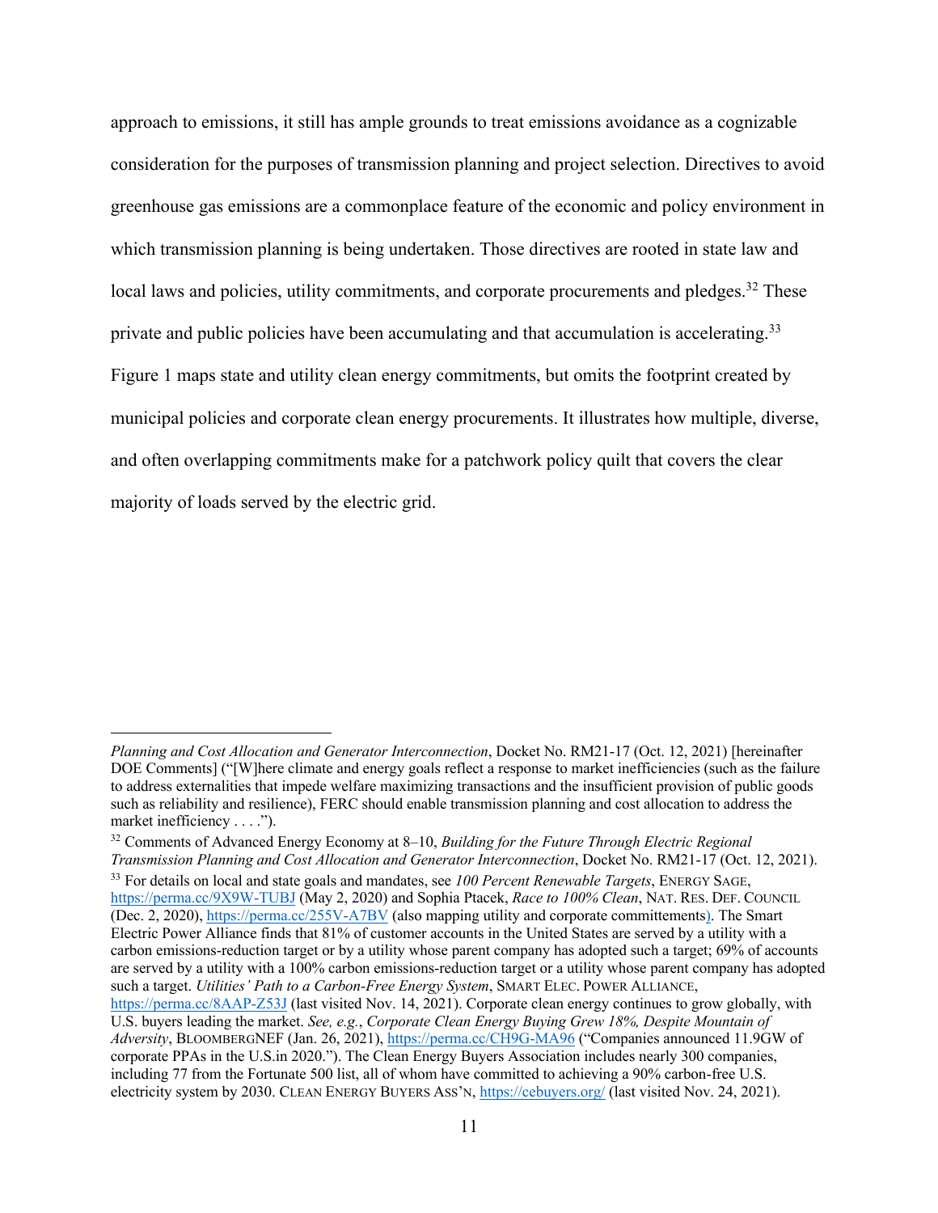approach to emissions, it still has ample grounds to treat emissions avoidance as a cognizable consideration for the purposes of transmission planning and project selection. Directives to avoid greenhouse gas emissions are a commonplace feature of the economic and policy environment in which transmission planning is being undertaken. Those directives are rooted in state law and local laws and policies, utility commitments, and corporate procurements and pledges.[32] These private and public policies have been accumulating and that accumulation is accelerating.[33] Figure 1 maps state and utility clean energy commitments, but omits the footprint created by municipal policies and corporate clean energy procurements. It illustrates how multiple, diverse, and often overlapping commitments make for a patchwork policy quilt that covers the clear majority of loads served by the electric grid.

---

*Planning and Cost Allocation and Generator Interconnection*, Docket No. RM21-17 (Oct. 12, 2021) [hereinafter DOE Comments] ("[W]here climate and energy goals reflect a response to market inefficiencies (such as the failure to address externalities that impede welfare maximizing transactions and the insufficient provision of public goods such as reliability and resilience), FERC should enable transmission planning and cost allocation to address the market inefficiency . . . .").

[32] Comments of Advanced Energy Economy at 8–10, *Building for the Future Through Electric Regional Transmission Planning and Cost Allocation and Generator Interconnection*, Docket No. RM21-17 (Oct. 12, 2021).

[33] For details on local and state goals and mandates, see *100 Percent Renewable Targets*, ENERGY SAGE, https://perma.cc/9X9W-TUBJ (May 2, 2020) and Sophia Ptacek, *Race to 100% Clean*, NAT. RES. DEF. COUNCIL (Dec. 2, 2020), https://perma.cc/255V-A7BV (also mapping utility and corporate committements). The Smart Electric Power Alliance finds that 81% of customer accounts in the United States are served by a utility with a carbon emissions-reduction target or by a utility whose parent company has adopted such a target; 69% of accounts are served by a utility with a 100% carbon emissions-reduction target or a utility whose parent company has adopted such a target. *Utilities' Path to a Carbon-Free Energy System*, SMART ELEC. POWER ALLIANCE, https://perma.cc/8AAP-Z53J (last visited Nov. 14, 2021). Corporate clean energy continues to grow globally, with U.S. buyers leading the market. *See, e.g.*, *Corporate Clean Energy Buying Grew 18%, Despite Mountain of Adversity*, BLOOMBERGNEF (Jan. 26, 2021), https://perma.cc/CH9G-MA96 ("Companies announced 11.9GW of corporate PPAs in the U.S.in 2020."). The Clean Energy Buyers Association includes nearly 300 companies, including 77 from the Fortunate 500 list, all of whom have committed to achieving a 90% carbon-free U.S. electricity system by 2030. CLEAN ENERGY BUYERS ASS'N, https://cebuyers.org/ (last visited Nov. 24, 2021).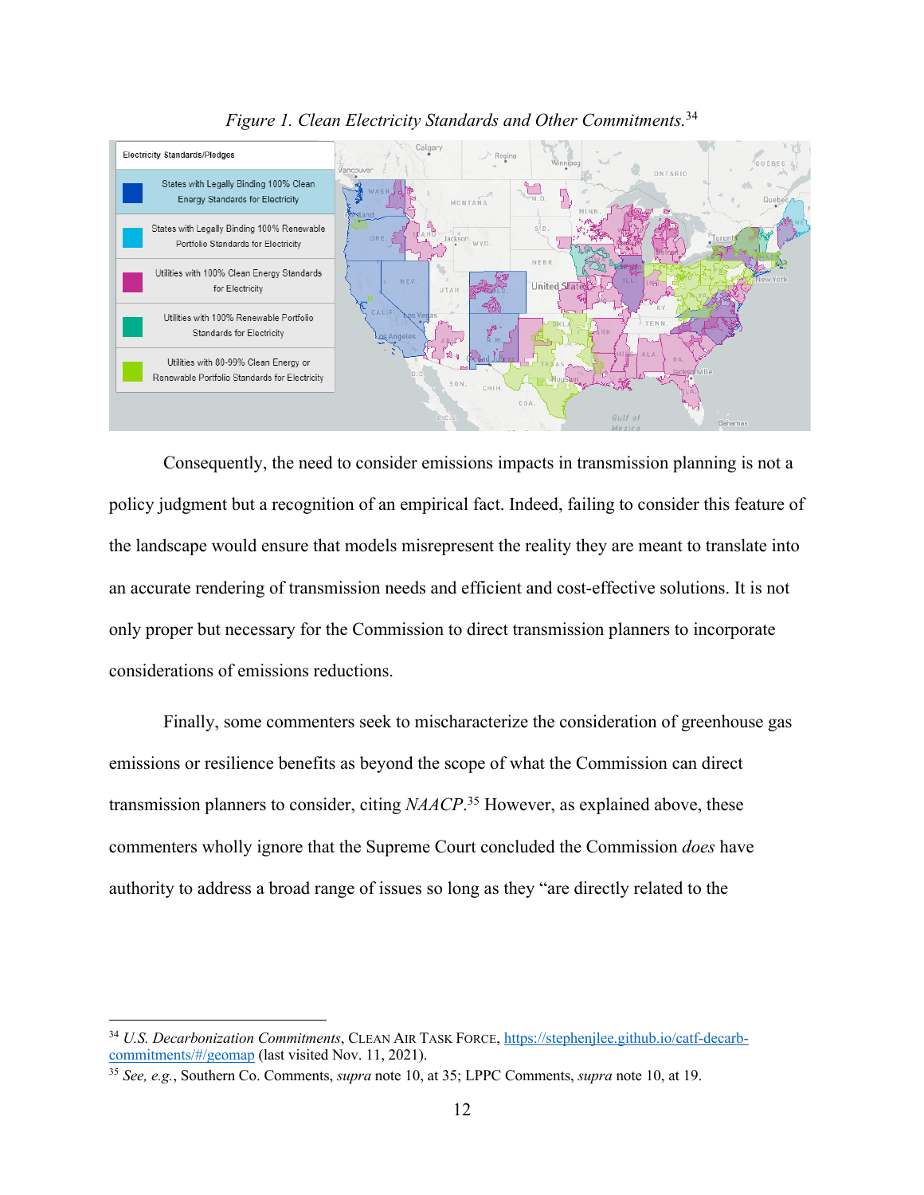*Figure 1. Clean Electricity Standards and Other Commitments.*[34]

Electricity Standards/Pledges

- States with Legally Binding 100% Clean Energy Standards for Electricity
- States with Legally Binding 100% Renewable Portfolio Standards for Electricity
- Utilities with 100% Clean Energy Standards for Electricity
- Utilities with 100% Renewable Portfolio Standards for Electricity
- Utilities with 80-99% Clean Energy or Renewable Portfolio Standards for Electricity

Consequently, the need to consider emissions impacts in transmission planning is not a policy judgment but a recognition of an empirical fact. Indeed, failing to consider this feature of the landscape would ensure that models misrepresent the reality they are meant to translate into an accurate rendering of transmission needs and efficient and cost-effective solutions. It is not only proper but necessary for the Commission to direct transmission planners to incorporate considerations of emissions reductions.

Finally, some commenters seek to mischaracterize the consideration of greenhouse gas emissions or resilience benefits as beyond the scope of what the Commission can direct transmission planners to consider, citing *NAACP*.[35] However, as explained above, these commenters wholly ignore that the Supreme Court concluded the Commission *does* have authority to address a broad range of issues so long as they "are directly related to the

---

[34] *U.S. Decarbonization Commitments*, CLEAN AIR TASK FORCE, https://stephenjlee.github.io/catf-decarb-commitments/#/geomap (last visited Nov. 11, 2021).

[35] *See, e.g.*, Southern Co. Comments, *supra* note 10, at 35; LPPC Comments, *supra* note 10, at 19.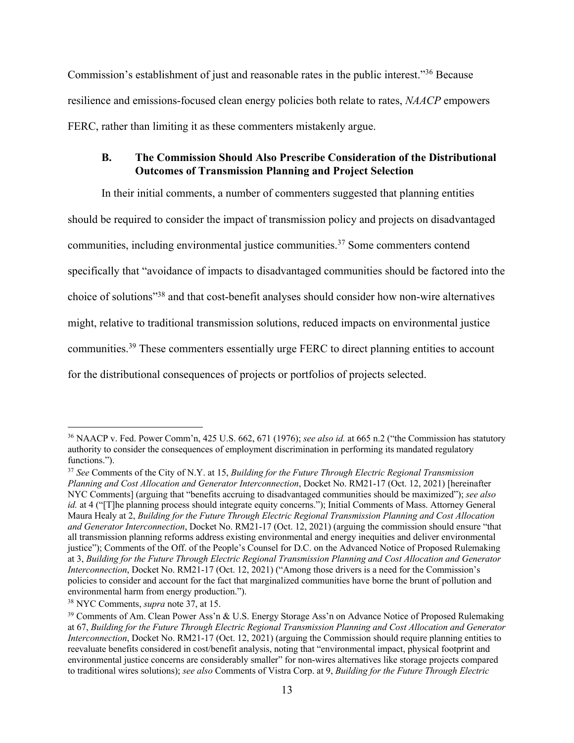Commission's establishment of just and reasonable rates in the public interest."[36] Because resilience and emissions-focused clean energy policies both relate to rates, *NAACP* empowers FERC, rather than limiting it as these commenters mistakenly argue.

### B. The Commission Should Also Prescribe Consideration of the Distributional Outcomes of Transmission Planning and Project Selection

In their initial comments, a number of commenters suggested that planning entities should be required to consider the impact of transmission policy and projects on disadvantaged communities, including environmental justice communities.[37] Some commenters contend specifically that "avoidance of impacts to disadvantaged communities should be factored into the choice of solutions"[38] and that cost-benefit analyses should consider how non-wire alternatives might, relative to traditional transmission solutions, reduced impacts on environmental justice communities.[39] These commenters essentially urge FERC to direct planning entities to account for the distributional consequences of projects or portfolios of projects selected.

---

[36] NAACP v. Fed. Power Comm'n, 425 U.S. 662, 671 (1976); *see also id.* at 665 n.2 ("the Commission has statutory authority to consider the consequences of employment discrimination in performing its mandated regulatory functions.").

[37] *See* Comments of the City of N.Y. at 15, *Building for the Future Through Electric Regional Transmission Planning and Cost Allocation and Generator Interconnection*, Docket No. RM21-17 (Oct. 12, 2021) [hereinafter NYC Comments] (arguing that "benefits accruing to disadvantaged communities should be maximized"); *see also id.* at 4 ("[T]he planning process should integrate equity concerns."); Initial Comments of Mass. Attorney General Maura Healy at 2, *Building for the Future Through Electric Regional Transmission Planning and Cost Allocation and Generator Interconnection*, Docket No. RM21-17 (Oct. 12, 2021) (arguing the commission should ensure "that all transmission planning reforms address existing environmental and energy inequities and deliver environmental justice"); Comments of the Off. of the People's Counsel for D.C. on the Advanced Notice of Proposed Rulemaking at 3, *Building for the Future Through Electric Regional Transmission Planning and Cost Allocation and Generator Interconnection*, Docket No. RM21-17 (Oct. 12, 2021) ("Among those drivers is a need for the Commission's policies to consider and account for the fact that marginalized communities have borne the brunt of pollution and environmental harm from energy production.").

[38] NYC Comments, *supra* note 37, at 15.

[39] Comments of Am. Clean Power Ass'n & U.S. Energy Storage Ass'n on Advance Notice of Proposed Rulemaking at 67, *Building for the Future Through Electric Regional Transmission Planning and Cost Allocation and Generator Interconnection*, Docket No. RM21-17 (Oct. 12, 2021) (arguing the Commission should require planning entities to reevaluate benefits considered in cost/benefit analysis, noting that "environmental impact, physical footprint and environmental justice concerns are considerably smaller" for non-wires alternatives like storage projects compared to traditional wires solutions); *see also* Comments of Vistra Corp. at 9, *Building for the Future Through Electric*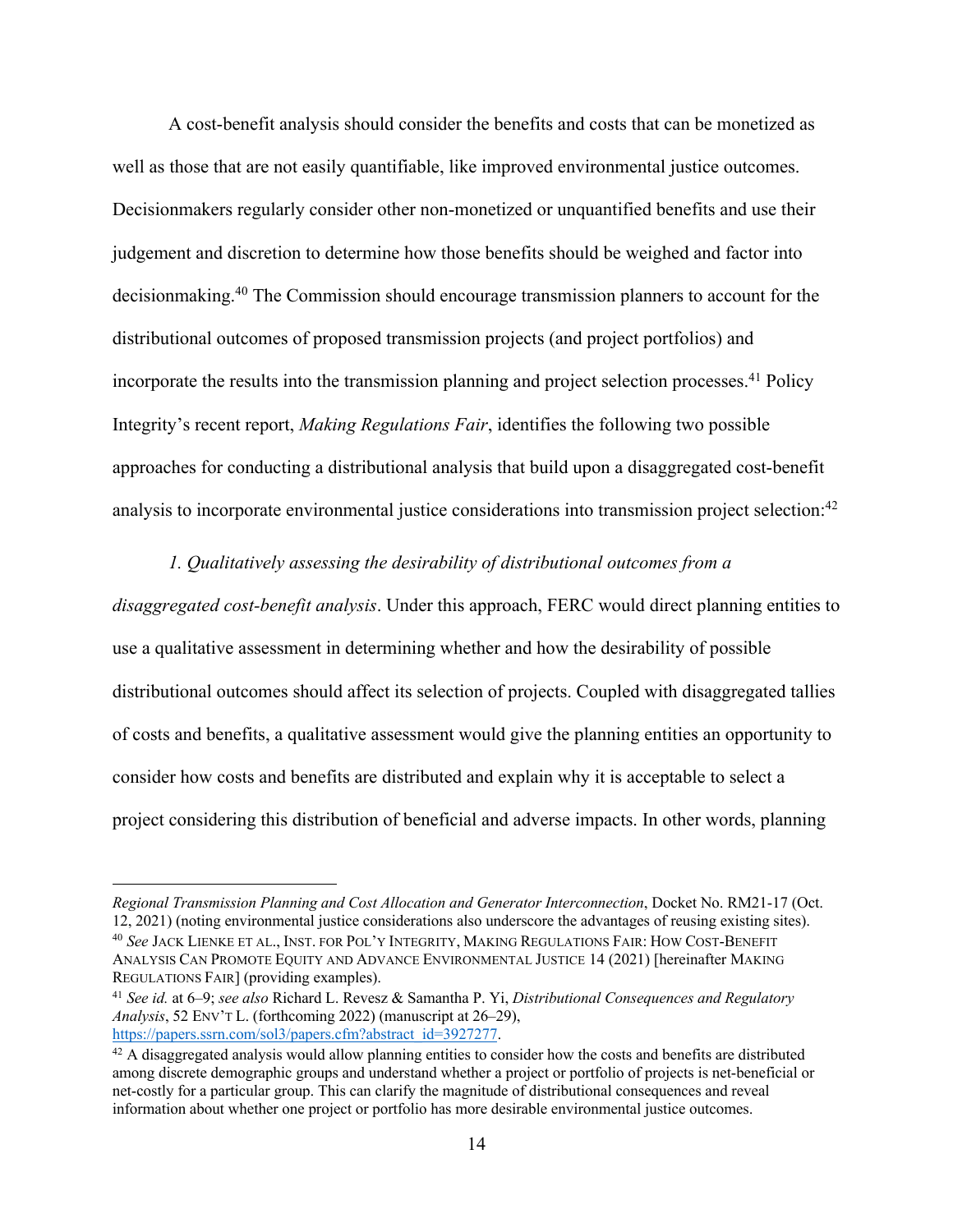A cost-benefit analysis should consider the benefits and costs that can be monetized as well as those that are not easily quantifiable, like improved environmental justice outcomes. Decisionmakers regularly consider other non-monetized or unquantified benefits and use their judgement and discretion to determine how those benefits should be weighed and factor into decisionmaking.[40] The Commission should encourage transmission planners to account for the distributional outcomes of proposed transmission projects (and project portfolios) and incorporate the results into the transmission planning and project selection processes.[41] Policy Integrity's recent report, *Making Regulations Fair*, identifies the following two possible approaches for conducting a distributional analysis that build upon a disaggregated cost-benefit analysis to incorporate environmental justice considerations into transmission project selection:[42]

*1. Qualitatively assessing the desirability of distributional outcomes from a disaggregated cost-benefit analysis*. Under this approach, FERC would direct planning entities to use a qualitative assessment in determining whether and how the desirability of possible distributional outcomes should affect its selection of projects. Coupled with disaggregated tallies of costs and benefits, a qualitative assessment would give the planning entities an opportunity to consider how costs and benefits are distributed and explain why it is acceptable to select a project considering this distribution of beneficial and adverse impacts. In other words, planning

---

*Regional Transmission Planning and Cost Allocation and Generator Interconnection*, Docket No. RM21-17 (Oct. 12, 2021) (noting environmental justice considerations also underscore the advantages of reusing existing sites).

[40] *See* JACK LIENKE ET AL., INST. FOR POL'Y INTEGRITY, MAKING REGULATIONS FAIR: HOW COST-BENEFIT ANALYSIS CAN PROMOTE EQUITY AND ADVANCE ENVIRONMENTAL JUSTICE 14 (2021) [hereinafter MAKING REGULATIONS FAIR] (providing examples).

[41] *See id.* at 6–9; *see also* Richard L. Revesz & Samantha P. Yi, *Distributional Consequences and Regulatory Analysis*, 52 ENV'T L. (forthcoming 2022) (manuscript at 26–29), https://papers.ssrn.com/sol3/papers.cfm?abstract_id=3927277.

[42] A disaggregated analysis would allow planning entities to consider how the costs and benefits are distributed among discrete demographic groups and understand whether a project or portfolio of projects is net-beneficial or net-costly for a particular group. This can clarify the magnitude of distributional consequences and reveal information about whether one project or portfolio has more desirable environmental justice outcomes.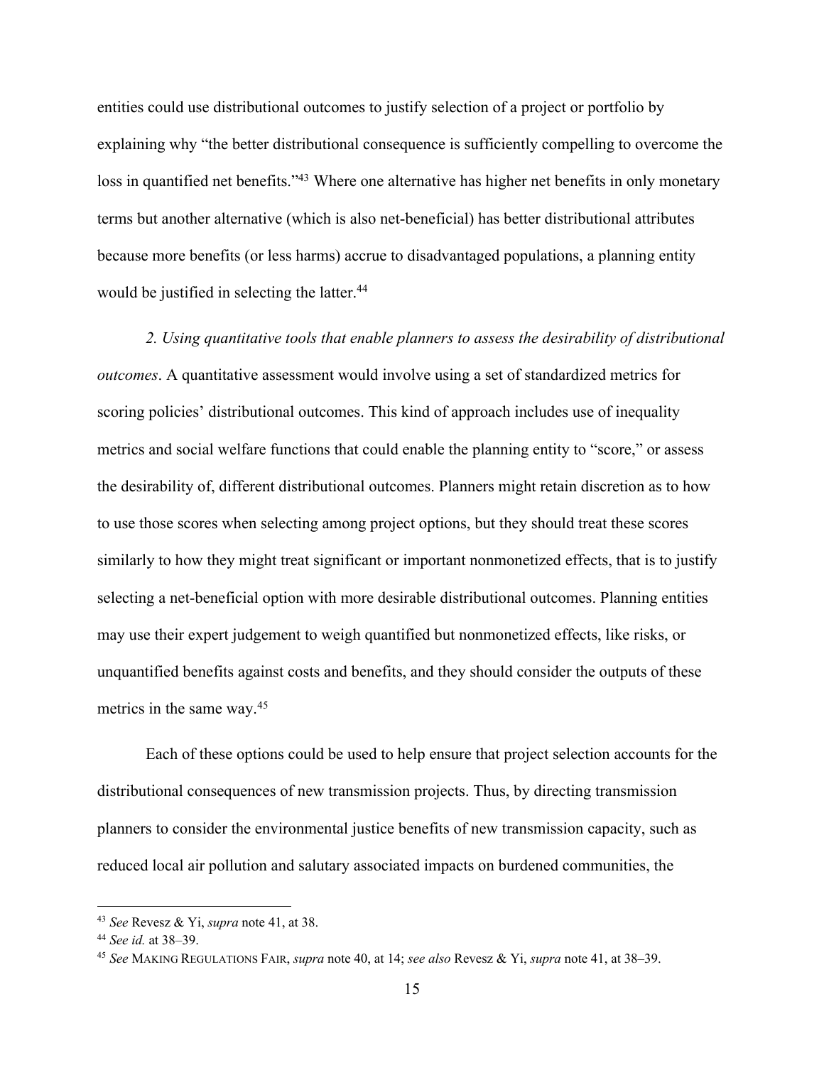entities could use distributional outcomes to justify selection of a project or portfolio by explaining why "the better distributional consequence is sufficiently compelling to overcome the loss in quantified net benefits."[43] Where one alternative has higher net benefits in only monetary terms but another alternative (which is also net-beneficial) has better distributional attributes because more benefits (or less harms) accrue to disadvantaged populations, a planning entity would be justified in selecting the latter.[44]

*2. Using quantitative tools that enable planners to assess the desirability of distributional outcomes*. A quantitative assessment would involve using a set of standardized metrics for scoring policies' distributional outcomes. This kind of approach includes use of inequality metrics and social welfare functions that could enable the planning entity to "score," or assess the desirability of, different distributional outcomes. Planners might retain discretion as to how to use those scores when selecting among project options, but they should treat these scores similarly to how they might treat significant or important nonmonetized effects, that is to justify selecting a net-beneficial option with more desirable distributional outcomes. Planning entities may use their expert judgement to weigh quantified but nonmonetized effects, like risks, or unquantified benefits against costs and benefits, and they should consider the outputs of these metrics in the same way.[45]

Each of these options could be used to help ensure that project selection accounts for the distributional consequences of new transmission projects. Thus, by directing transmission planners to consider the environmental justice benefits of new transmission capacity, such as reduced local air pollution and salutary associated impacts on burdened communities, the

---

[43] *See* Revesz & Yi, *supra* note 41, at 38.

[44] *See id.* at 38–39.

[45] *See* MAKING REGULATIONS FAIR, *supra* note 40, at 14; *see also* Revesz & Yi, *supra* note 41, at 38–39.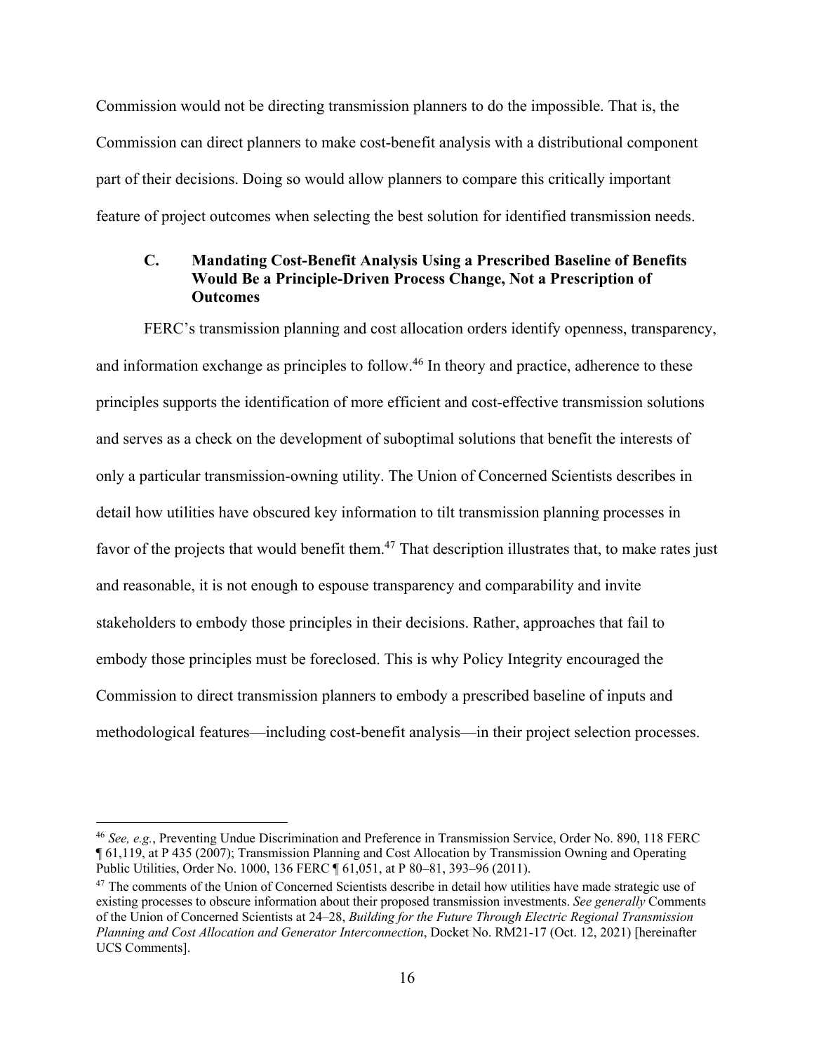Commission would not be directing transmission planners to do the impossible. That is, the Commission can direct planners to make cost-benefit analysis with a distributional component part of their decisions. Doing so would allow planners to compare this critically important feature of project outcomes when selecting the best solution for identified transmission needs.

### C. Mandating Cost-Benefit Analysis Using a Prescribed Baseline of Benefits Would Be a Principle-Driven Process Change, Not a Prescription of Outcomes

FERC's transmission planning and cost allocation orders identify openness, transparency, and information exchange as principles to follow.[46] In theory and practice, adherence to these principles supports the identification of more efficient and cost-effective transmission solutions and serves as a check on the development of suboptimal solutions that benefit the interests of only a particular transmission-owning utility. The Union of Concerned Scientists describes in detail how utilities have obscured key information to tilt transmission planning processes in favor of the projects that would benefit them.[47] That description illustrates that, to make rates just and reasonable, it is not enough to espouse transparency and comparability and invite stakeholders to embody those principles in their decisions. Rather, approaches that fail to embody those principles must be foreclosed. This is why Policy Integrity encouraged the Commission to direct transmission planners to embody a prescribed baseline of inputs and methodological features—including cost-benefit analysis—in their project selection processes.

---

[46] *See, e.g.*, Preventing Undue Discrimination and Preference in Transmission Service, Order No. 890, 118 FERC ¶ 61,119, at P 435 (2007); Transmission Planning and Cost Allocation by Transmission Owning and Operating Public Utilities, Order No. 1000, 136 FERC ¶ 61,051, at P 80–81, 393–96 (2011).

[47] The comments of the Union of Concerned Scientists describe in detail how utilities have made strategic use of existing processes to obscure information about their proposed transmission investments. *See generally* Comments of the Union of Concerned Scientists at 24–28, *Building for the Future Through Electric Regional Transmission Planning and Cost Allocation and Generator Interconnection*, Docket No. RM21-17 (Oct. 12, 2021) [hereinafter UCS Comments].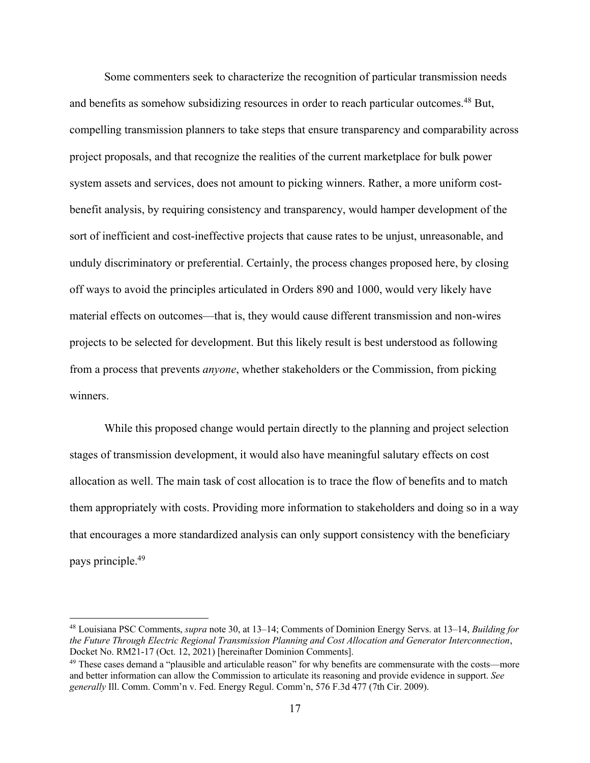Some commenters seek to characterize the recognition of particular transmission needs and benefits as somehow subsidizing resources in order to reach particular outcomes.[48] But, compelling transmission planners to take steps that ensure transparency and comparability across project proposals, and that recognize the realities of the current marketplace for bulk power system assets and services, does not amount to picking winners. Rather, a more uniform cost-benefit analysis, by requiring consistency and transparency, would hamper development of the sort of inefficient and cost-ineffective projects that cause rates to be unjust, unreasonable, and unduly discriminatory or preferential. Certainly, the process changes proposed here, by closing off ways to avoid the principles articulated in Orders 890 and 1000, would very likely have material effects on outcomes—that is, they would cause different transmission and non-wires projects to be selected for development. But this likely result is best understood as following from a process that prevents *anyone*, whether stakeholders or the Commission, from picking winners.

While this proposed change would pertain directly to the planning and project selection stages of transmission development, it would also have meaningful salutary effects on cost allocation as well. The main task of cost allocation is to trace the flow of benefits and to match them appropriately with costs. Providing more information to stakeholders and doing so in a way that encourages a more standardized analysis can only support consistency with the beneficiary pays principle.[49]

[48] Louisiana PSC Comments, *supra* note 30, at 13–14; Comments of Dominion Energy Servs. at 13–14, *Building for the Future Through Electric Regional Transmission Planning and Cost Allocation and Generator Interconnection*, Docket No. RM21-17 (Oct. 12, 2021) [hereinafter Dominion Comments].

[49] These cases demand a "plausible and articulable reason" for why benefits are commensurate with the costs—more and better information can allow the Commission to articulate its reasoning and provide evidence in support. *See generally* Ill. Comm. Comm'n v. Fed. Energy Regul. Comm'n, 576 F.3d 477 (7th Cir. 2009).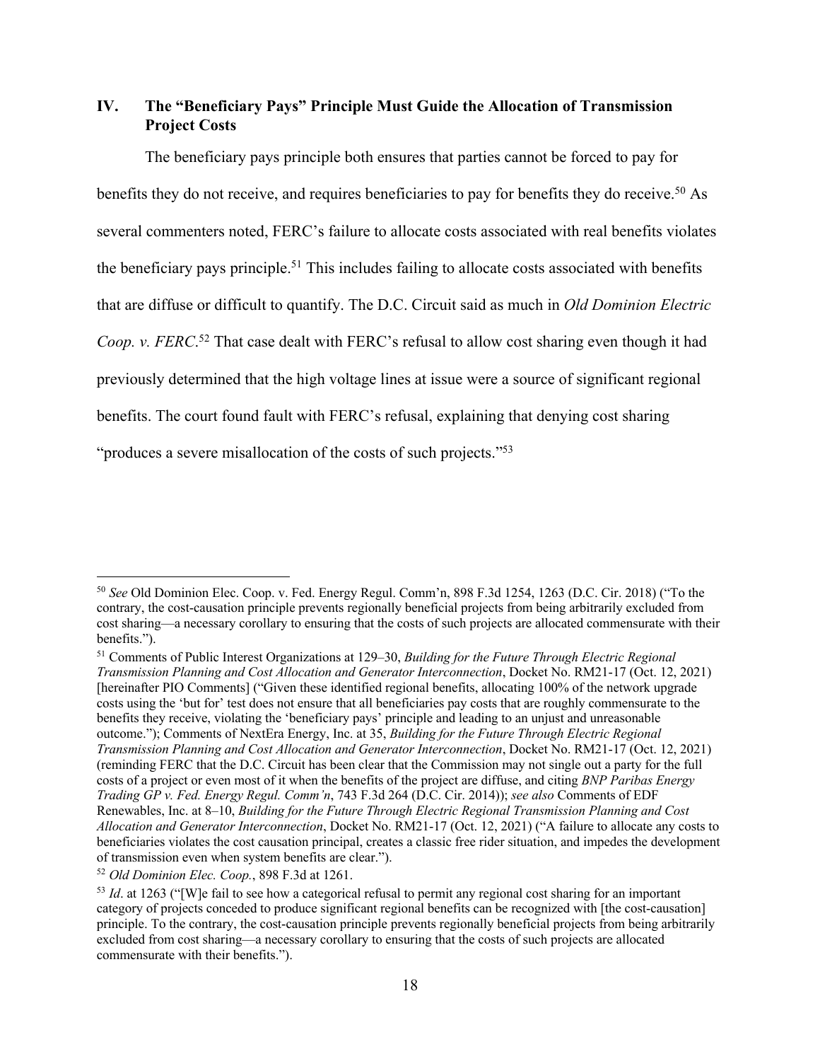## IV. The "Beneficiary Pays" Principle Must Guide the Allocation of Transmission Project Costs

The beneficiary pays principle both ensures that parties cannot be forced to pay for benefits they do not receive, and requires beneficiaries to pay for benefits they do receive.[50] As several commenters noted, FERC's failure to allocate costs associated with real benefits violates the beneficiary pays principle.[51] This includes failing to allocate costs associated with benefits that are diffuse or difficult to quantify. The D.C. Circuit said as much in *Old Dominion Electric Coop. v. FERC*.[52] That case dealt with FERC's refusal to allow cost sharing even though it had previously determined that the high voltage lines at issue were a source of significant regional benefits. The court found fault with FERC's refusal, explaining that denying cost sharing "produces a severe misallocation of the costs of such projects."[53]

---

[50] *See* Old Dominion Elec. Coop. v. Fed. Energy Regul. Comm'n, 898 F.3d 1254, 1263 (D.C. Cir. 2018) ("To the contrary, the cost-causation principle prevents regionally beneficial projects from being arbitrarily excluded from cost sharing—a necessary corollary to ensuring that the costs of such projects are allocated commensurate with their benefits.").

[51] Comments of Public Interest Organizations at 129–30, *Building for the Future Through Electric Regional Transmission Planning and Cost Allocation and Generator Interconnection*, Docket No. RM21-17 (Oct. 12, 2021) [hereinafter PIO Comments] ("Given these identified regional benefits, allocating 100% of the network upgrade costs using the 'but for' test does not ensure that all beneficiaries pay costs that are roughly commensurate to the benefits they receive, violating the 'beneficiary pays' principle and leading to an unjust and unreasonable outcome."); Comments of NextEra Energy, Inc. at 35, *Building for the Future Through Electric Regional Transmission Planning and Cost Allocation and Generator Interconnection*, Docket No. RM21-17 (Oct. 12, 2021) (reminding FERC that the D.C. Circuit has been clear that the Commission may not single out a party for the full costs of a project or even most of it when the benefits of the project are diffuse, and citing *BNP Paribas Energy Trading GP v. Fed. Energy Regul. Comm'n*, 743 F.3d 264 (D.C. Cir. 2014)); *see also* Comments of EDF Renewables, Inc. at 8–10, *Building for the Future Through Electric Regional Transmission Planning and Cost Allocation and Generator Interconnection*, Docket No. RM21-17 (Oct. 12, 2021) ("A failure to allocate any costs to beneficiaries violates the cost causation principal, creates a classic free rider situation, and impedes the development of transmission even when system benefits are clear.").

[52] *Old Dominion Elec. Coop.*, 898 F.3d at 1261.

[53] *Id*. at 1263 ("[W]e fail to see how a categorical refusal to permit any regional cost sharing for an important category of projects conceded to produce significant regional benefits can be recognized with [the cost-causation] principle. To the contrary, the cost-causation principle prevents regionally beneficial projects from being arbitrarily excluded from cost sharing—a necessary corollary to ensuring that the costs of such projects are allocated commensurate with their benefits.").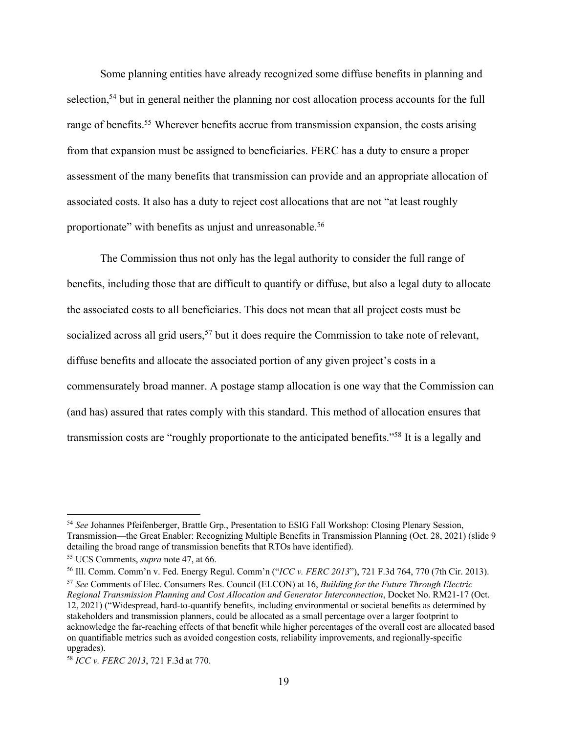Some planning entities have already recognized some diffuse benefits in planning and selection,[54] but in general neither the planning nor cost allocation process accounts for the full range of benefits.[55] Wherever benefits accrue from transmission expansion, the costs arising from that expansion must be assigned to beneficiaries. FERC has a duty to ensure a proper assessment of the many benefits that transmission can provide and an appropriate allocation of associated costs. It also has a duty to reject cost allocations that are not "at least roughly proportionate" with benefits as unjust and unreasonable.[56]

The Commission thus not only has the legal authority to consider the full range of benefits, including those that are difficult to quantify or diffuse, but also a legal duty to allocate the associated costs to all beneficiaries. This does not mean that all project costs must be socialized across all grid users,[57] but it does require the Commission to take note of relevant, diffuse benefits and allocate the associated portion of any given project's costs in a commensurately broad manner. A postage stamp allocation is one way that the Commission can (and has) assured that rates comply with this standard. This method of allocation ensures that transmission costs are "roughly proportionate to the anticipated benefits."[58] It is a legally and

---

[54] *See* Johannes Pfeifenberger, Brattle Grp., Presentation to ESIG Fall Workshop: Closing Plenary Session, Transmission—the Great Enabler: Recognizing Multiple Benefits in Transmission Planning (Oct. 28, 2021) (slide 9 detailing the broad range of transmission benefits that RTOs have identified).

[55] UCS Comments, *supra* note 47, at 66.

[56] Ill. Comm. Comm'n v. Fed. Energy Regul. Comm'n ("*ICC v. FERC 2013*"), 721 F.3d 764, 770 (7th Cir. 2013).

[57] *See* Comments of Elec. Consumers Res. Council (ELCON) at 16, *Building for the Future Through Electric Regional Transmission Planning and Cost Allocation and Generator Interconnection*, Docket No. RM21-17 (Oct. 12, 2021) ("Widespread, hard-to-quantify benefits, including environmental or societal benefits as determined by stakeholders and transmission planners, could be allocated as a small percentage over a larger footprint to acknowledge the far-reaching effects of that benefit while higher percentages of the overall cost are allocated based on quantifiable metrics such as avoided congestion costs, reliability improvements, and regionally-specific upgrades).

[58] *ICC v. FERC 2013*, 721 F.3d at 770.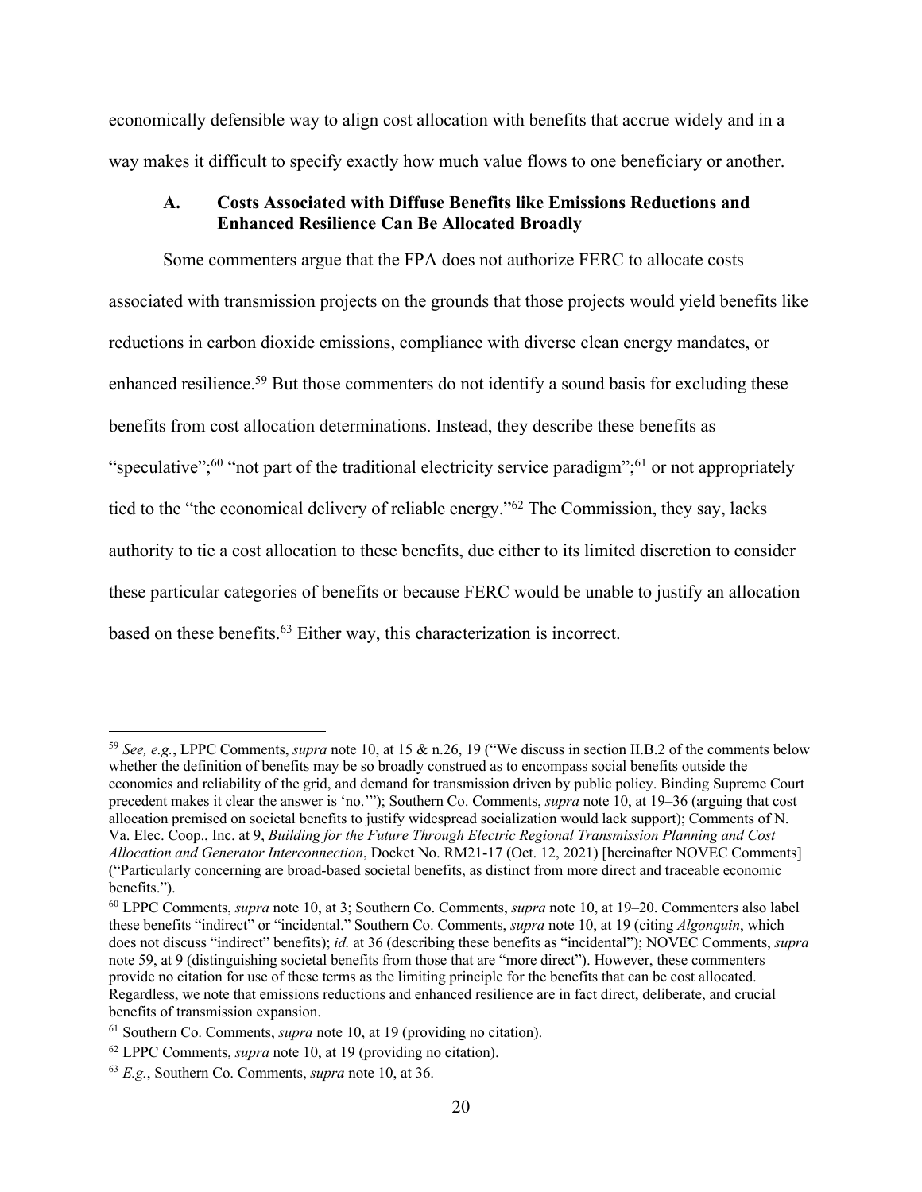economically defensible way to align cost allocation with benefits that accrue widely and in a way makes it difficult to specify exactly how much value flows to one beneficiary or another.

### A. Costs Associated with Diffuse Benefits like Emissions Reductions and Enhanced Resilience Can Be Allocated Broadly

Some commenters argue that the FPA does not authorize FERC to allocate costs associated with transmission projects on the grounds that those projects would yield benefits like reductions in carbon dioxide emissions, compliance with diverse clean energy mandates, or enhanced resilience.[59] But those commenters do not identify a sound basis for excluding these benefits from cost allocation determinations. Instead, they describe these benefits as "speculative";[60] "not part of the traditional electricity service paradigm";[61] or not appropriately tied to the "the economical delivery of reliable energy."[62] The Commission, they say, lacks authority to tie a cost allocation to these benefits, due either to its limited discretion to consider these particular categories of benefits or because FERC would be unable to justify an allocation based on these benefits.[63] Either way, this characterization is incorrect.

---

[59] *See, e.g.*, LPPC Comments, *supra* note 10, at 15 & n.26, 19 ("We discuss in section II.B.2 of the comments below whether the definition of benefits may be so broadly construed as to encompass social benefits outside the economics and reliability of the grid, and demand for transmission driven by public policy. Binding Supreme Court precedent makes it clear the answer is 'no.'"); Southern Co. Comments, *supra* note 10, at 19–36 (arguing that cost allocation premised on societal benefits to justify widespread socialization would lack support); Comments of N. Va. Elec. Coop., Inc. at 9, *Building for the Future Through Electric Regional Transmission Planning and Cost Allocation and Generator Interconnection*, Docket No. RM21-17 (Oct. 12, 2021) [hereinafter NOVEC Comments] ("Particularly concerning are broad-based societal benefits, as distinct from more direct and traceable economic benefits.").

[60] LPPC Comments, *supra* note 10, at 3; Southern Co. Comments, *supra* note 10, at 19–20. Commenters also label these benefits "indirect" or "incidental." Southern Co. Comments, *supra* note 10, at 19 (citing *Algonquin*, which does not discuss "indirect" benefits); *id.* at 36 (describing these benefits as "incidental"); NOVEC Comments, *supra* note 59, at 9 (distinguishing societal benefits from those that are "more direct"). However, these commenters provide no citation for use of these terms as the limiting principle for the benefits that can be cost allocated. Regardless, we note that emissions reductions and enhanced resilience are in fact direct, deliberate, and crucial benefits of transmission expansion.

[61] Southern Co. Comments, *supra* note 10, at 19 (providing no citation).

[62] LPPC Comments, *supra* note 10, at 19 (providing no citation).

[63] *E.g.*, Southern Co. Comments, *supra* note 10, at 36.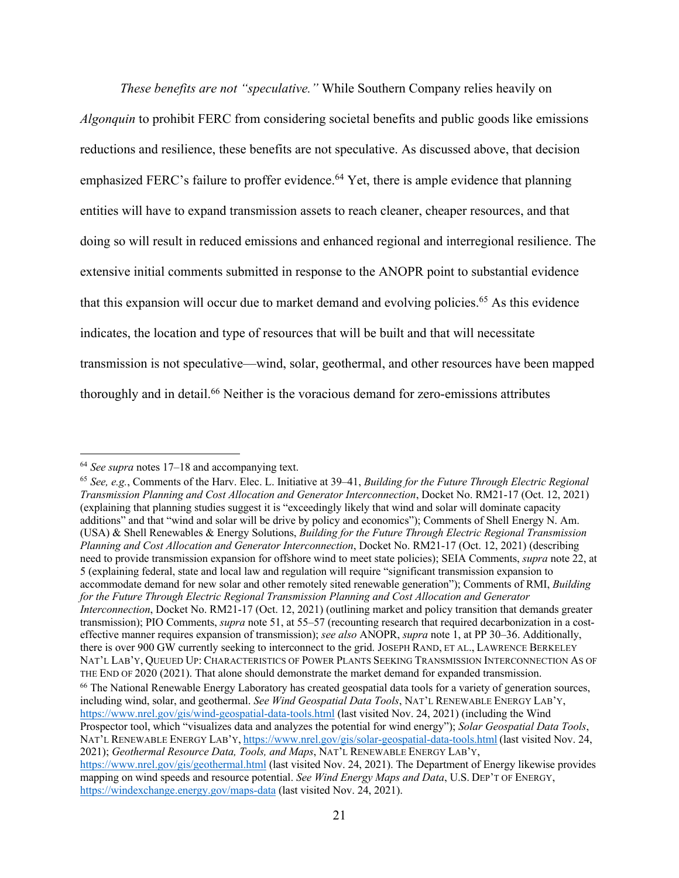*These benefits are not "speculative."* While Southern Company relies heavily on *Algonquin* to prohibit FERC from considering societal benefits and public goods like emissions reductions and resilience, these benefits are not speculative. As discussed above, that decision emphasized FERC's failure to proffer evidence.[64] Yet, there is ample evidence that planning entities will have to expand transmission assets to reach cleaner, cheaper resources, and that doing so will result in reduced emissions and enhanced regional and interregional resilience. The extensive initial comments submitted in response to the ANOPR point to substantial evidence that this expansion will occur due to market demand and evolving policies.[65] As this evidence indicates, the location and type of resources that will be built and that will necessitate transmission is not speculative—wind, solar, geothermal, and other resources have been mapped thoroughly and in detail.[66] Neither is the voracious demand for zero-emissions attributes

---

[64] *See supra* notes 17–18 and accompanying text.

[65] *See, e.g.*, Comments of the Harv. Elec. L. Initiative at 39–41, *Building for the Future Through Electric Regional Transmission Planning and Cost Allocation and Generator Interconnection*, Docket No. RM21-17 (Oct. 12, 2021) (explaining that planning studies suggest it is "exceedingly likely that wind and solar will dominate capacity additions" and that "wind and solar will be drive by policy and economics"); Comments of Shell Energy N. Am. (USA) & Shell Renewables & Energy Solutions, *Building for the Future Through Electric Regional Transmission Planning and Cost Allocation and Generator Interconnection*, Docket No. RM21-17 (Oct. 12, 2021) (describing need to provide transmission expansion for offshore wind to meet state policies); SEIA Comments, *supra* note 22, at 5 (explaining federal, state and local law and regulation will require "significant transmission expansion to accommodate demand for new solar and other remotely sited renewable generation"); Comments of RMI, *Building for the Future Through Electric Regional Transmission Planning and Cost Allocation and Generator Interconnection*, Docket No. RM21-17 (Oct. 12, 2021) (outlining market and policy transition that demands greater transmission); PIO Comments, *supra* note 51, at 55–57 (recounting research that required decarbonization in a cost-effective manner requires expansion of transmission); *see also* ANOPR, *supra* note 1, at PP 30–36. Additionally, there is over 900 GW currently seeking to interconnect to the grid. JOSEPH RAND, ET AL., LAWRENCE BERKELEY NAT'L LAB'Y, QUEUED UP: CHARACTERISTICS OF POWER PLANTS SEEKING TRANSMISSION INTERCONNECTION AS OF THE END OF 2020 (2021). That alone should demonstrate the market demand for expanded transmission.

[66] The National Renewable Energy Laboratory has created geospatial data tools for a variety of generation sources, including wind, solar, and geothermal. *See Wind Geospatial Data Tools*, NAT'L RENEWABLE ENERGY LAB'Y, https://www.nrel.gov/gis/wind-geospatial-data-tools.html (last visited Nov. 24, 2021) (including the Wind Prospector tool, which "visualizes data and analyzes the potential for wind energy"); *Solar Geospatial Data Tools*, NAT'L RENEWABLE ENERGY LAB'Y, https://www.nrel.gov/gis/solar-geospatial-data-tools.html (last visited Nov. 24, 2021); *Geothermal Resource Data, Tools, and Maps*, NAT'L RENEWABLE ENERGY LAB'Y, https://www.nrel.gov/gis/geothermal.html (last visited Nov. 24, 2021). The Department of Energy likewise provides mapping on wind speeds and resource potential. *See Wind Energy Maps and Data*, U.S. DEP'T OF ENERGY, https://windexchange.energy.gov/maps-data (last visited Nov. 24, 2021).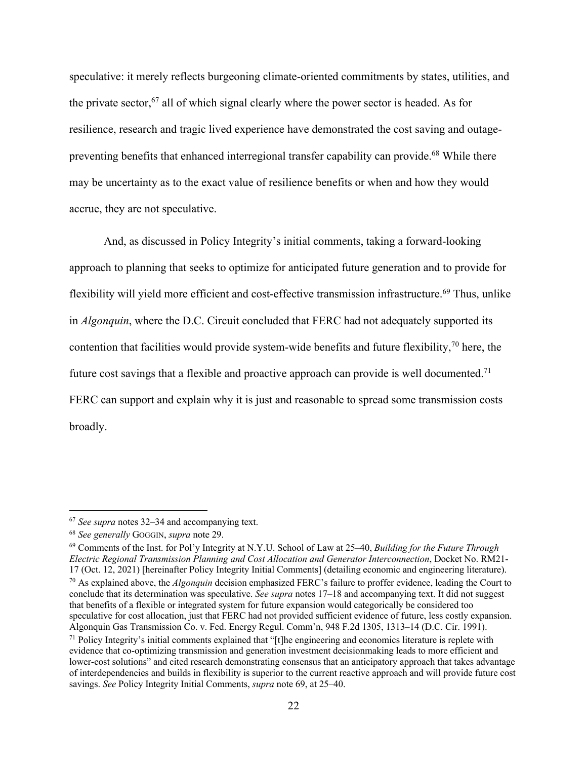speculative: it merely reflects burgeoning climate-oriented commitments by states, utilities, and the private sector,[67] all of which signal clearly where the power sector is headed. As for resilience, research and tragic lived experience have demonstrated the cost saving and outage-preventing benefits that enhanced interregional transfer capability can provide.[68] While there may be uncertainty as to the exact value of resilience benefits or when and how they would accrue, they are not speculative.

And, as discussed in Policy Integrity's initial comments, taking a forward-looking approach to planning that seeks to optimize for anticipated future generation and to provide for flexibility will yield more efficient and cost-effective transmission infrastructure.[69] Thus, unlike in *Algonquin*, where the D.C. Circuit concluded that FERC had not adequately supported its contention that facilities would provide system-wide benefits and future flexibility,[70] here, the future cost savings that a flexible and proactive approach can provide is well documented.[71] FERC can support and explain why it is just and reasonable to spread some transmission costs broadly.

---

[67] *See supra* notes 32–34 and accompanying text.

[68] *See generally* GOGGIN, *supra* note 29.

[69] Comments of the Inst. for Pol'y Integrity at N.Y.U. School of Law at 25–40, *Building for the Future Through Electric Regional Transmission Planning and Cost Allocation and Generator Interconnection*, Docket No. RM21-17 (Oct. 12, 2021) [hereinafter Policy Integrity Initial Comments] (detailing economic and engineering literature).

[70] As explained above, the *Algonquin* decision emphasized FERC's failure to proffer evidence, leading the Court to conclude that its determination was speculative. *See supra* notes 17–18 and accompanying text. It did not suggest that benefits of a flexible or integrated system for future expansion would categorically be considered too speculative for cost allocation, just that FERC had not provided sufficient evidence of future, less costly expansion. Algonquin Gas Transmission Co. v. Fed. Energy Regul. Comm'n, 948 F.2d 1305, 1313–14 (D.C. Cir. 1991).

[71] Policy Integrity's initial comments explained that "[t]he engineering and economics literature is replete with evidence that co-optimizing transmission and generation investment decisionmaking leads to more efficient and lower-cost solutions" and cited research demonstrating consensus that an anticipatory approach that takes advantage of interdependencies and builds in flexibility is superior to the current reactive approach and will provide future cost savings. *See* Policy Integrity Initial Comments, *supra* note 69, at 25–40.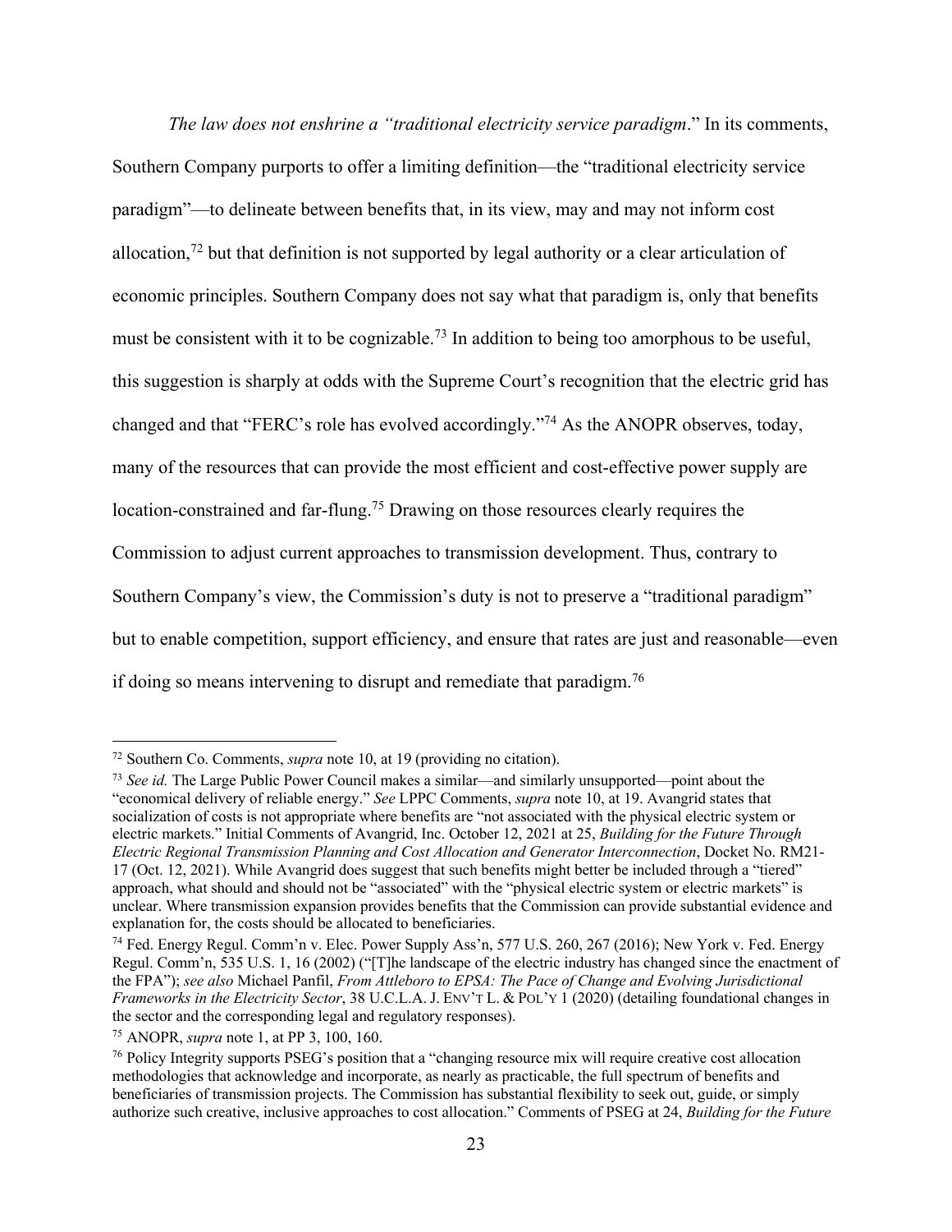*The law does not enshrine a "traditional electricity service paradigm*." In its comments, Southern Company purports to offer a limiting definition—the "traditional electricity service paradigm"—to delineate between benefits that, in its view, may and may not inform cost allocation,[72] but that definition is not supported by legal authority or a clear articulation of economic principles. Southern Company does not say what that paradigm is, only that benefits must be consistent with it to be cognizable.[73] In addition to being too amorphous to be useful, this suggestion is sharply at odds with the Supreme Court's recognition that the electric grid has changed and that "FERC's role has evolved accordingly."[74] As the ANOPR observes, today, many of the resources that can provide the most efficient and cost-effective power supply are location-constrained and far-flung.[75] Drawing on those resources clearly requires the Commission to adjust current approaches to transmission development. Thus, contrary to Southern Company's view, the Commission's duty is not to preserve a "traditional paradigm" but to enable competition, support efficiency, and ensure that rates are just and reasonable—even if doing so means intervening to disrupt and remediate that paradigm.[76]

---

[72] Southern Co. Comments, *supra* note 10, at 19 (providing no citation).

[73] *See id.* The Large Public Power Council makes a similar—and similarly unsupported—point about the "economical delivery of reliable energy." *See* LPPC Comments, *supra* note 10, at 19. Avangrid states that socialization of costs is not appropriate where benefits are "not associated with the physical electric system or electric markets." Initial Comments of Avangrid, Inc. October 12, 2021 at 25, *Building for the Future Through Electric Regional Transmission Planning and Cost Allocation and Generator Interconnection*, Docket No. RM21-17 (Oct. 12, 2021). While Avangrid does suggest that such benefits might better be included through a "tiered" approach, what should and should not be "associated" with the "physical electric system or electric markets" is unclear. Where transmission expansion provides benefits that the Commission can provide substantial evidence and explanation for, the costs should be allocated to beneficiaries.

[74] Fed. Energy Regul. Comm'n v. Elec. Power Supply Ass'n, 577 U.S. 260, 267 (2016); New York v. Fed. Energy Regul. Comm'n, 535 U.S. 1, 16 (2002) ("[T]he landscape of the electric industry has changed since the enactment of the FPA"); *see also* Michael Panfil, *From Attleboro to EPSA: The Pace of Change and Evolving Jurisdictional Frameworks in the Electricity Sector*, 38 U.C.L.A. J. ENV'T L. & POL'Y 1 (2020) (detailing foundational changes in the sector and the corresponding legal and regulatory responses).

[75] ANOPR, *supra* note 1, at PP 3, 100, 160.

[76] Policy Integrity supports PSEG's position that a "changing resource mix will require creative cost allocation methodologies that acknowledge and incorporate, as nearly as practicable, the full spectrum of benefits and beneficiaries of transmission projects. The Commission has substantial flexibility to seek out, guide, or simply authorize such creative, inclusive approaches to cost allocation." Comments of PSEG at 24, *Building for the Future*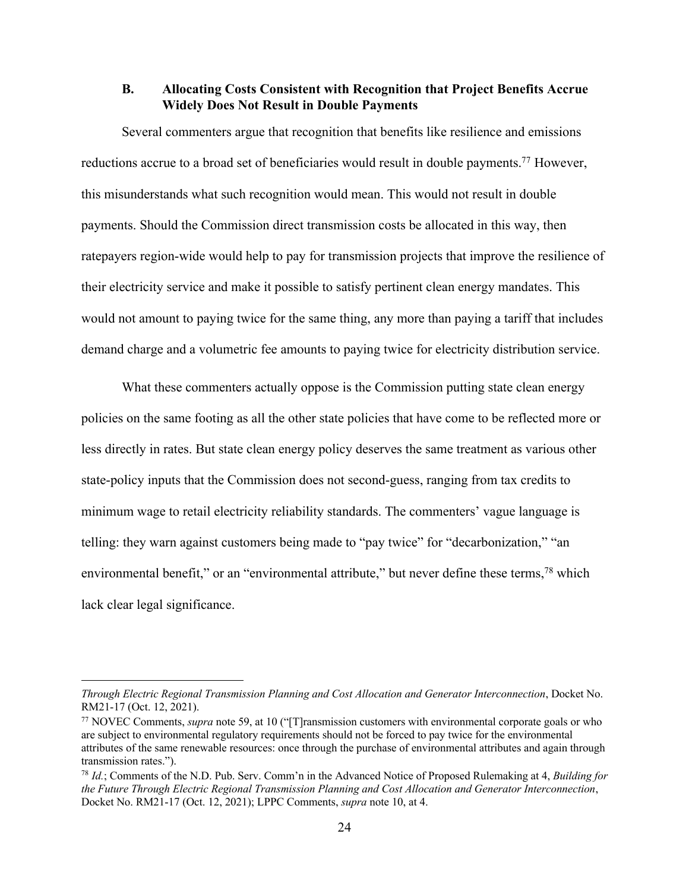### B. Allocating Costs Consistent with Recognition that Project Benefits Accrue Widely Does Not Result in Double Payments

Several commenters argue that recognition that benefits like resilience and emissions reductions accrue to a broad set of beneficiaries would result in double payments.[77] However, this misunderstands what such recognition would mean. This would not result in double payments. Should the Commission direct transmission costs be allocated in this way, then ratepayers region-wide would help to pay for transmission projects that improve the resilience of their electricity service and make it possible to satisfy pertinent clean energy mandates. This would not amount to paying twice for the same thing, any more than paying a tariff that includes demand charge and a volumetric fee amounts to paying twice for electricity distribution service.

What these commenters actually oppose is the Commission putting state clean energy policies on the same footing as all the other state policies that have come to be reflected more or less directly in rates. But state clean energy policy deserves the same treatment as various other state-policy inputs that the Commission does not second-guess, ranging from tax credits to minimum wage to retail electricity reliability standards. The commenters' vague language is telling: they warn against customers being made to "pay twice" for "decarbonization," "an environmental benefit," or an "environmental attribute," but never define these terms,[78] which lack clear legal significance.

---

*Through Electric Regional Transmission Planning and Cost Allocation and Generator Interconnection*, Docket No. RM21-17 (Oct. 12, 2021).

[77] NOVEC Comments, *supra* note 59, at 10 ("[T]ransmission customers with environmental corporate goals or who are subject to environmental regulatory requirements should not be forced to pay twice for the environmental attributes of the same renewable resources: once through the purchase of environmental attributes and again through transmission rates.").

[78] *Id.*; Comments of the N.D. Pub. Serv. Comm'n in the Advanced Notice of Proposed Rulemaking at 4, *Building for the Future Through Electric Regional Transmission Planning and Cost Allocation and Generator Interconnection*, Docket No. RM21-17 (Oct. 12, 2021); LPPC Comments, *supra* note 10, at 4.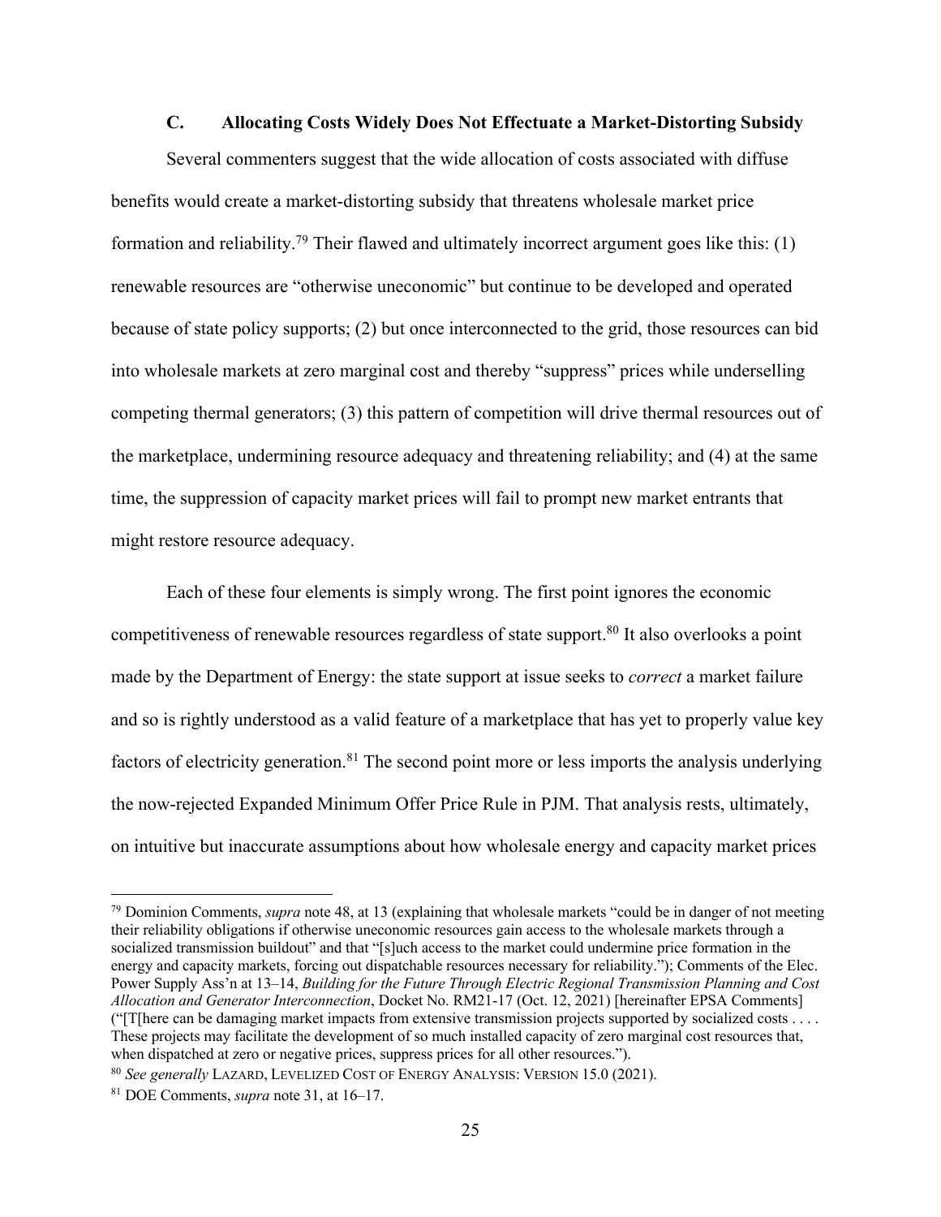### C. Allocating Costs Widely Does Not Effectuate a Market-Distorting Subsidy

Several commenters suggest that the wide allocation of costs associated with diffuse benefits would create a market-distorting subsidy that threatens wholesale market price formation and reliability.[79] Their flawed and ultimately incorrect argument goes like this: (1) renewable resources are "otherwise uneconomic" but continue to be developed and operated because of state policy supports; (2) but once interconnected to the grid, those resources can bid into wholesale markets at zero marginal cost and thereby "suppress" prices while underselling competing thermal generators; (3) this pattern of competition will drive thermal resources out of the marketplace, undermining resource adequacy and threatening reliability; and (4) at the same time, the suppression of capacity market prices will fail to prompt new market entrants that might restore resource adequacy.

Each of these four elements is simply wrong. The first point ignores the economic competitiveness of renewable resources regardless of state support.[80] It also overlooks a point made by the Department of Energy: the state support at issue seeks to *correct* a market failure and so is rightly understood as a valid feature of a marketplace that has yet to properly value key factors of electricity generation.[81] The second point more or less imports the analysis underlying the now-rejected Expanded Minimum Offer Price Rule in PJM. That analysis rests, ultimately, on intuitive but inaccurate assumptions about how wholesale energy and capacity market prices

---

[79] Dominion Comments, *supra* note 48, at 13 (explaining that wholesale markets "could be in danger of not meeting their reliability obligations if otherwise uneconomic resources gain access to the wholesale markets through a socialized transmission buildout" and that "[s]uch access to the market could undermine price formation in the energy and capacity markets, forcing out dispatchable resources necessary for reliability."); Comments of the Elec. Power Supply Ass'n at 13–14, *Building for the Future Through Electric Regional Transmission Planning and Cost Allocation and Generator Interconnection*, Docket No. RM21-17 (Oct. 12, 2021) [hereinafter EPSA Comments] ("[T[here can be damaging market impacts from extensive transmission projects supported by socialized costs . . . . These projects may facilitate the development of so much installed capacity of zero marginal cost resources that, when dispatched at zero or negative prices, suppress prices for all other resources.").

[80] *See generally* LAZARD, LEVELIZED COST OF ENERGY ANALYSIS: VERSION 15.0 (2021).

[81] DOE Comments, *supra* note 31, at 16–17.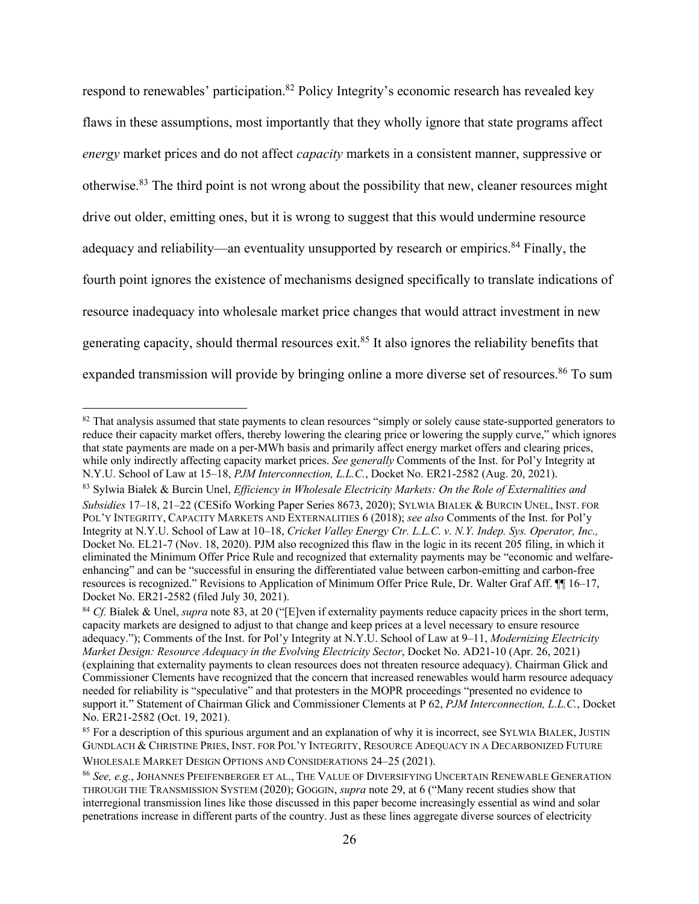respond to renewables' participation.[82] Policy Integrity's economic research has revealed key flaws in these assumptions, most importantly that they wholly ignore that state programs affect *energy* market prices and do not affect *capacity* markets in a consistent manner, suppressive or otherwise.[83] The third point is not wrong about the possibility that new, cleaner resources might drive out older, emitting ones, but it is wrong to suggest that this would undermine resource adequacy and reliability—an eventuality unsupported by research or empirics.[84] Finally, the fourth point ignores the existence of mechanisms designed specifically to translate indications of resource inadequacy into wholesale market price changes that would attract investment in new generating capacity, should thermal resources exit.[85] It also ignores the reliability benefits that expanded transmission will provide by bringing online a more diverse set of resources.[86] To sum

---

[82] That analysis assumed that state payments to clean resources "simply or solely cause state-supported generators to reduce their capacity market offers, thereby lowering the clearing price or lowering the supply curve," which ignores that state payments are made on a per-MWh basis and primarily affect energy market offers and clearing prices, while only indirectly affecting capacity market prices. *See generally* Comments of the Inst. for Pol'y Integrity at N.Y.U. School of Law at 15–18, *PJM Interconnection, L.L.C.*, Docket No. ER21-2582 (Aug. 20, 2021).

[83] Sylwia Białek & Burcin Unel, *Efficiency in Wholesale Electricity Markets: On the Role of Externalities and Subsidies* 17–18, 21–22 (CESifo Working Paper Series 8673, 2020); SYLWIA BIALEK & BURCIN UNEL, INST. FOR POL'Y INTEGRITY, CAPACITY MARKETS AND EXTERNALITIES 6 (2018); *see also* Comments of the Inst. for Pol'y Integrity at N.Y.U. School of Law at 10–18, *Cricket Valley Energy Ctr. L.L.C. v. N.Y. Indep. Sys. Operator, Inc.,* Docket No. EL21-7 (Nov. 18, 2020). PJM also recognized this flaw in the logic in its recent 205 filing, in which it eliminated the Minimum Offer Price Rule and recognized that externality payments may be "economic and welfare-enhancing" and can be "successful in ensuring the differentiated value between carbon-emitting and carbon-free resources is recognized." Revisions to Application of Minimum Offer Price Rule, Dr. Walter Graf Aff. ¶¶ 16–17, Docket No. ER21-2582 (filed July 30, 2021).

[84] *Cf.* Bialek & Unel, *supra* note 83, at 20 ("[E]ven if externality payments reduce capacity prices in the short term, capacity markets are designed to adjust to that change and keep prices at a level necessary to ensure resource adequacy."); Comments of the Inst. for Pol'y Integrity at N.Y.U. School of Law at 9–11, *Modernizing Electricity Market Design: Resource Adequacy in the Evolving Electricity Sector*, Docket No. AD21-10 (Apr. 26, 2021) (explaining that externality payments to clean resources does not threaten resource adequacy). Chairman Glick and Commissioner Clements have recognized that the concern that increased renewables would harm resource adequacy needed for reliability is "speculative" and that protesters in the MOPR proceedings "presented no evidence to support it." Statement of Chairman Glick and Commissioner Clements at P 62, *PJM Interconnection, L.L.C.*, Docket No. ER21-2582 (Oct. 19, 2021).

[85] For a description of this spurious argument and an explanation of why it is incorrect, see SYLWIA BIALEK, JUSTIN GUNDLACH & CHRISTINE PRIES, INST. FOR POL'Y INTEGRITY, RESOURCE ADEQUACY IN A DECARBONIZED FUTURE WHOLESALE MARKET DESIGN OPTIONS AND CONSIDERATIONS 24–25 (2021).

[86] *See, e.g.*, JOHANNES PFEIFENBERGER ET AL., THE VALUE OF DIVERSIFYING UNCERTAIN RENEWABLE GENERATION THROUGH THE TRANSMISSION SYSTEM (2020); GOGGIN, *supra* note 29, at 6 ("Many recent studies show that interregional transmission lines like those discussed in this paper become increasingly essential as wind and solar penetrations increase in different parts of the country. Just as these lines aggregate diverse sources of electricity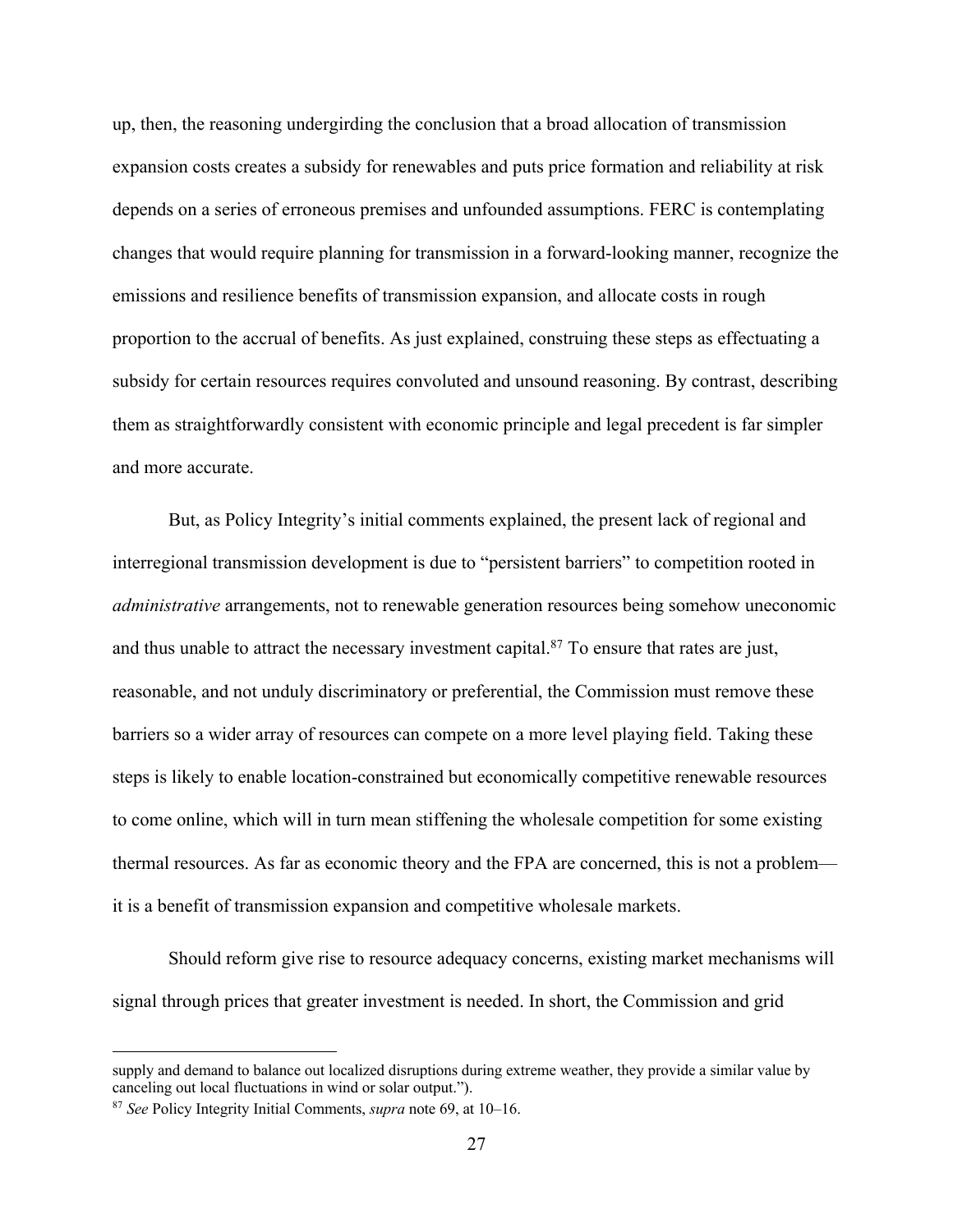up, then, the reasoning undergirding the conclusion that a broad allocation of transmission expansion costs creates a subsidy for renewables and puts price formation and reliability at risk depends on a series of erroneous premises and unfounded assumptions. FERC is contemplating changes that would require planning for transmission in a forward-looking manner, recognize the emissions and resilience benefits of transmission expansion, and allocate costs in rough proportion to the accrual of benefits. As just explained, construing these steps as effectuating a subsidy for certain resources requires convoluted and unsound reasoning. By contrast, describing them as straightforwardly consistent with economic principle and legal precedent is far simpler and more accurate.

But, as Policy Integrity's initial comments explained, the present lack of regional and interregional transmission development is due to "persistent barriers" to competition rooted in *administrative* arrangements, not to renewable generation resources being somehow uneconomic and thus unable to attract the necessary investment capital.[87] To ensure that rates are just, reasonable, and not unduly discriminatory or preferential, the Commission must remove these barriers so a wider array of resources can compete on a more level playing field. Taking these steps is likely to enable location-constrained but economically competitive renewable resources to come online, which will in turn mean stiffening the wholesale competition for some existing thermal resources. As far as economic theory and the FPA are concerned, this is not a problem—it is a benefit of transmission expansion and competitive wholesale markets.

Should reform give rise to resource adequacy concerns, existing market mechanisms will signal through prices that greater investment is needed. In short, the Commission and grid

---

supply and demand to balance out localized disruptions during extreme weather, they provide a similar value by canceling out local fluctuations in wind or solar output.").

[87] *See* Policy Integrity Initial Comments, *supra* note 69, at 10–16.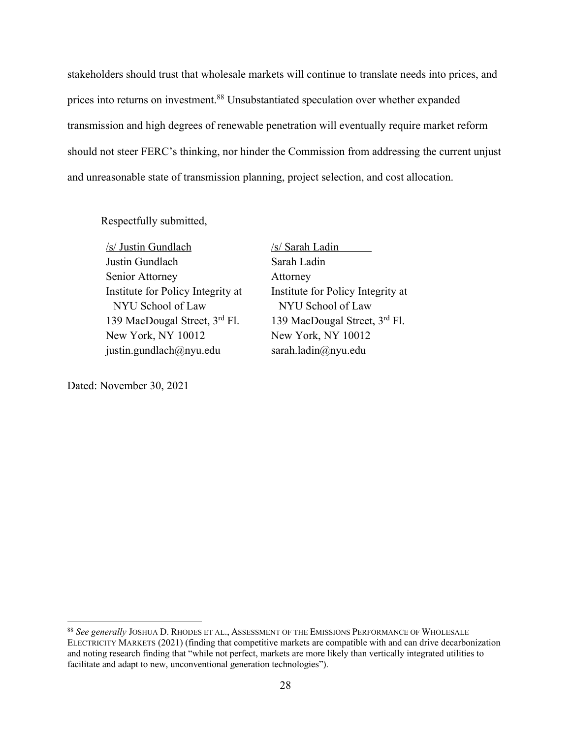stakeholders should trust that wholesale markets will continue to translate needs into prices, and prices into returns on investment.[88] Unsubstantiated speculation over whether expanded transmission and high degrees of renewable penetration will eventually require market reform should not steer FERC's thinking, nor hinder the Commission from addressing the current unjust and unreasonable state of transmission planning, project selection, and cost allocation.

Respectfully submitted,

/s/ Justin Gundlach
Justin Gundlach
Senior Attorney
Institute for Policy Integrity at
NYU School of Law
139 MacDougal Street, 3rd Fl.
New York, NY 10012
justin.gundlach@nyu.edu

/s/ Sarah Ladin
Sarah Ladin
Attorney
Institute for Policy Integrity at
NYU School of Law
139 MacDougal Street, 3rd Fl.
New York, NY 10012
sarah.ladin@nyu.edu

Dated: November 30, 2021

---

[88] *See generally* JOSHUA D. RHODES ET AL., ASSESSMENT OF THE EMISSIONS PERFORMANCE OF WHOLESALE ELECTRICITY MARKETS (2021) (finding that competitive markets are compatible with and can drive decarbonization and noting research finding that "while not perfect, markets are more likely than vertically integrated utilities to facilitate and adapt to new, unconventional generation technologies").